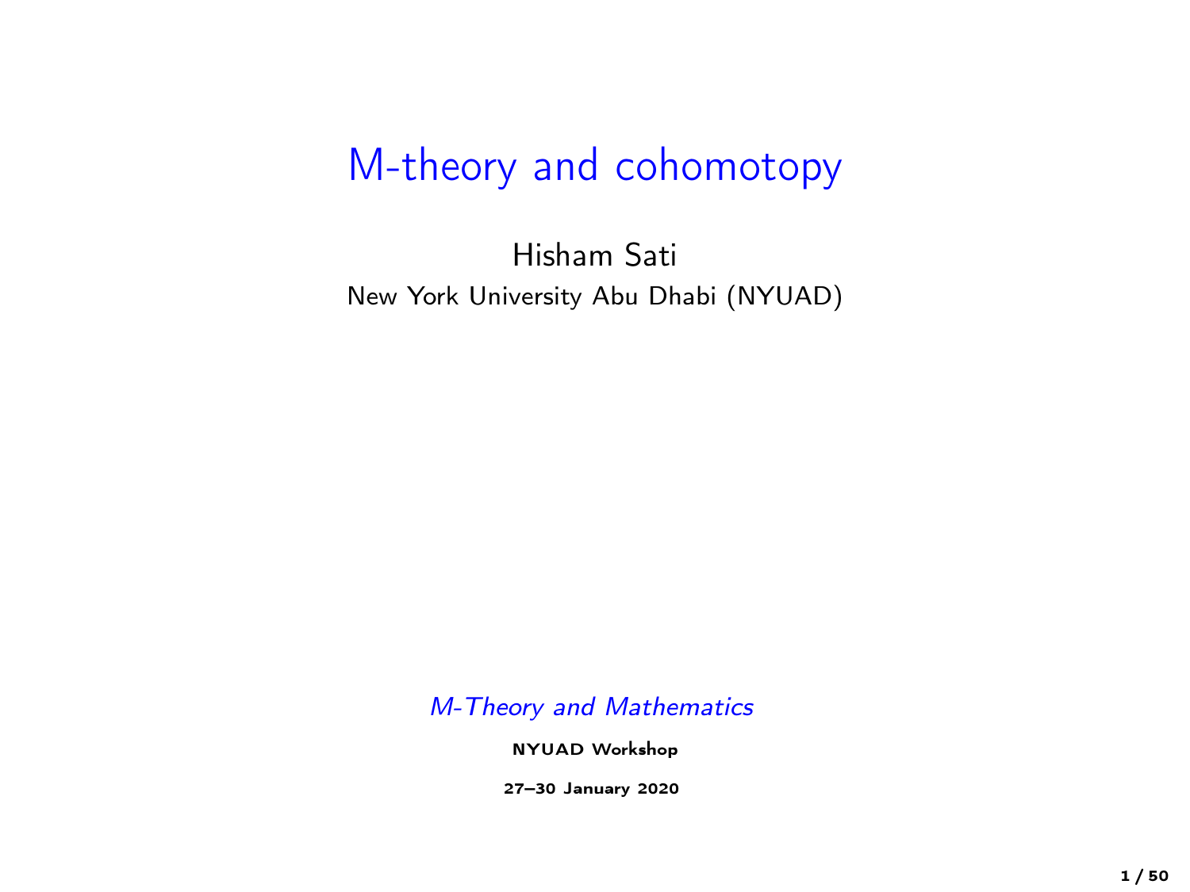# M-theory and cohomotopy

Hisham Sati

New York University Abu Dhabi (NYUAD)

*M-Theory and Mathematics*

**NYUAD Workshop**

**27–30 January 2020**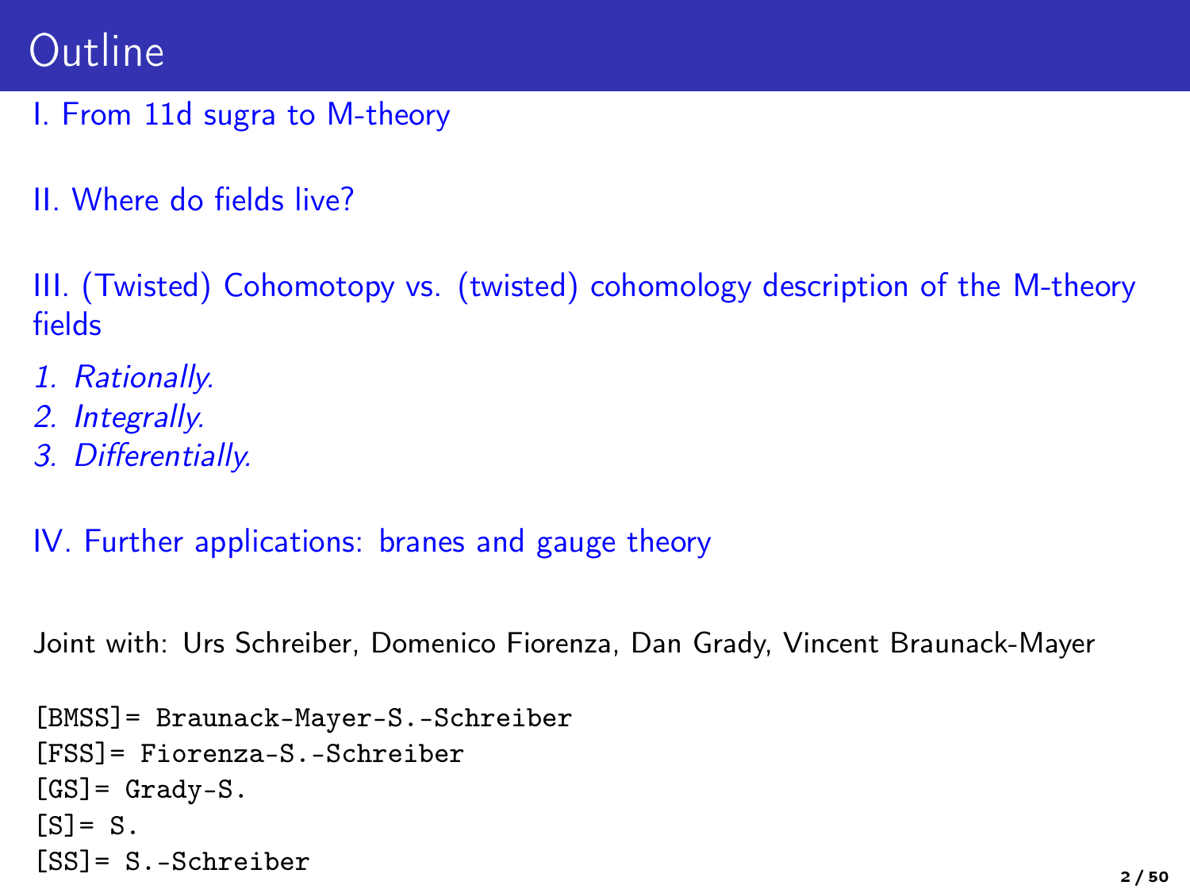# Outline

I. From 11d sugra to M-theory

II. Where do fields live?

III. (Twisted) Cohomotopy vs. (twisted) cohomology description of the M-theory fields

*1. Rationally.*
*2. Integrally.*
*3. Differentially.*

IV. Further applications: branes and gauge theory

Joint with: Urs Schreiber, Domenico Fiorenza, Dan Grady, Vincent Braunack-Mayer

```
[BMSS]= Braunack-Mayer-S.-Schreiber
[FSS]= Fiorenza-S.-Schreiber
[GS]= Grady-S.
[S]= S.
[SS]= S.-Schreiber
```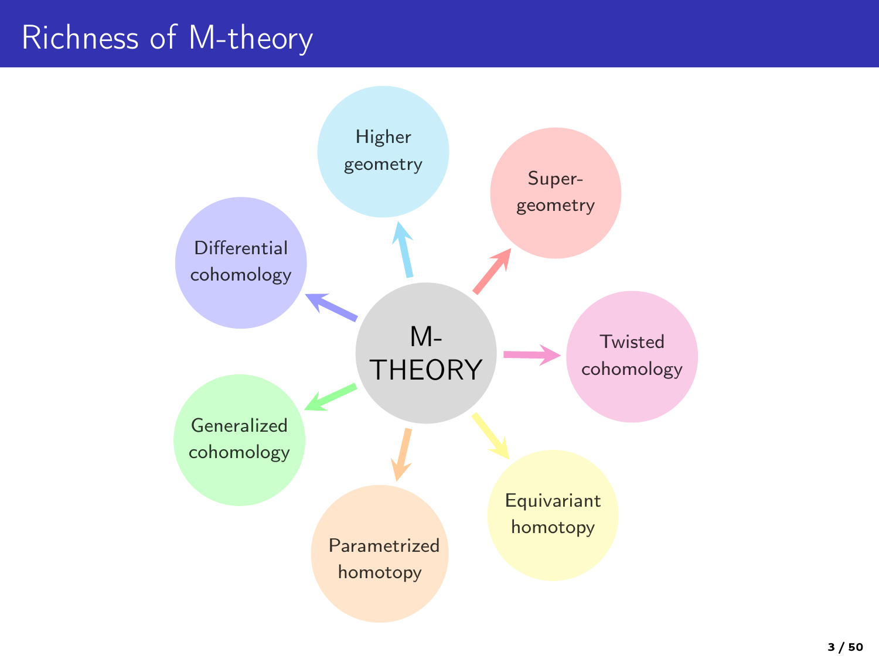# Richness of M-theory

- M-THEORY
  - Higher geometry
  - Super-geometry
  - Twisted cohomology
  - Equivariant homotopy
  - Parametrized homotopy
  - Generalized cohomology
  - Differential cohomology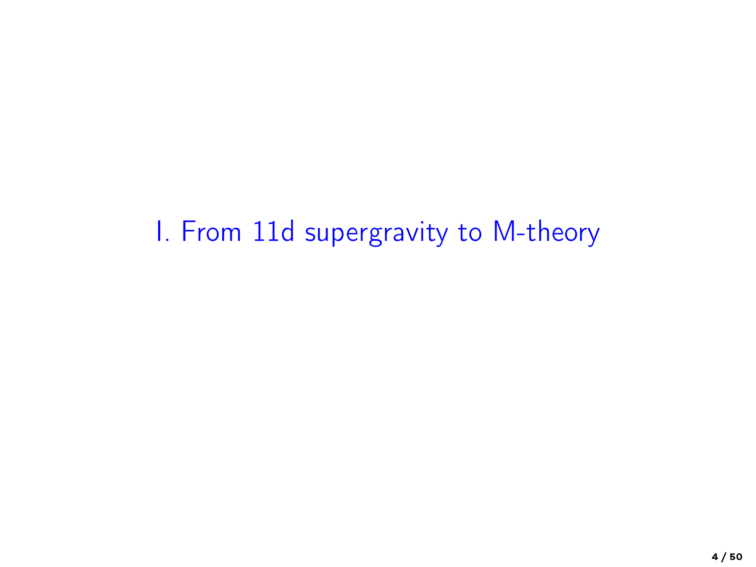# I. From 11d supergravity to M-theory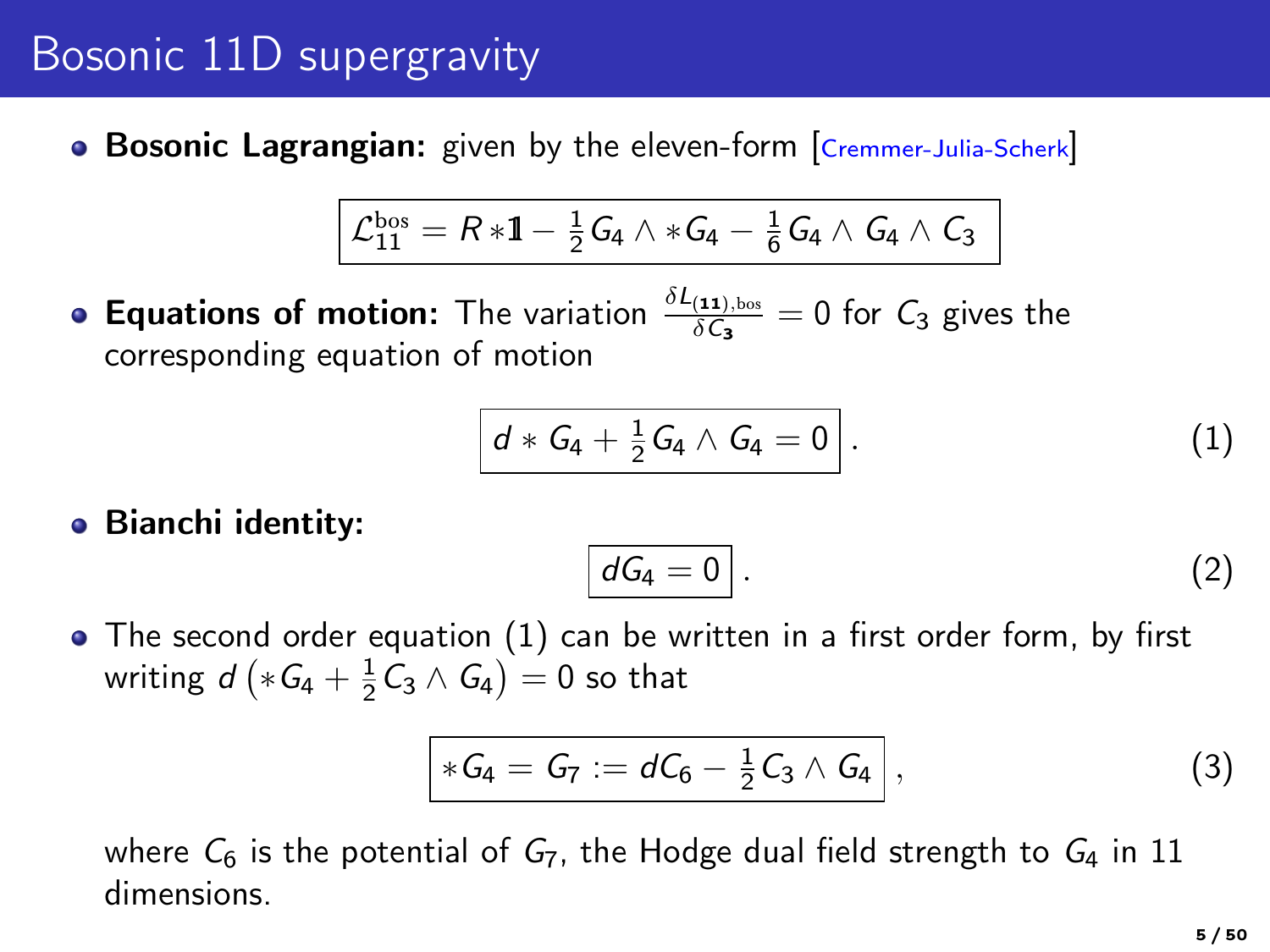# Bosonic 11D supergravity

- **Bosonic Lagrangian:** given by the eleven-form [Cremmer-Julia-Scherk]

$$\boxed{\mathcal{L}_{11}^{\mathrm{bos}} = R * \mathbb{1} - \tfrac{1}{2} G_4 \wedge * G_4 - \tfrac{1}{6} G_4 \wedge G_4 \wedge C_3}$$

- **Equations of motion:** The variation $\frac{\delta L_{(\mathbf{11}),\mathrm{bos}}}{\delta C_{\mathbf{3}}} = 0$ for $C_3$ gives the corresponding equation of motion

$$\boxed{d * G_4 + \tfrac{1}{2} G_4 \wedge G_4 = 0} \,. \tag{1}$$

- **Bianchi identity:**

$$\boxed{dG_4 = 0} \,. \tag{2}$$

- The second order equation (1) can be written in a first order form, by first writing $d\left(* G_4 + \frac{1}{2} C_3 \wedge G_4\right) = 0$ so that

$$\boxed{* G_4 = G_7 := dC_6 - \tfrac{1}{2} C_3 \wedge G_4} \,, \tag{3}$$

where $C_6$ is the potential of $G_7$, the Hodge dual field strength to $G_4$ in 11 dimensions.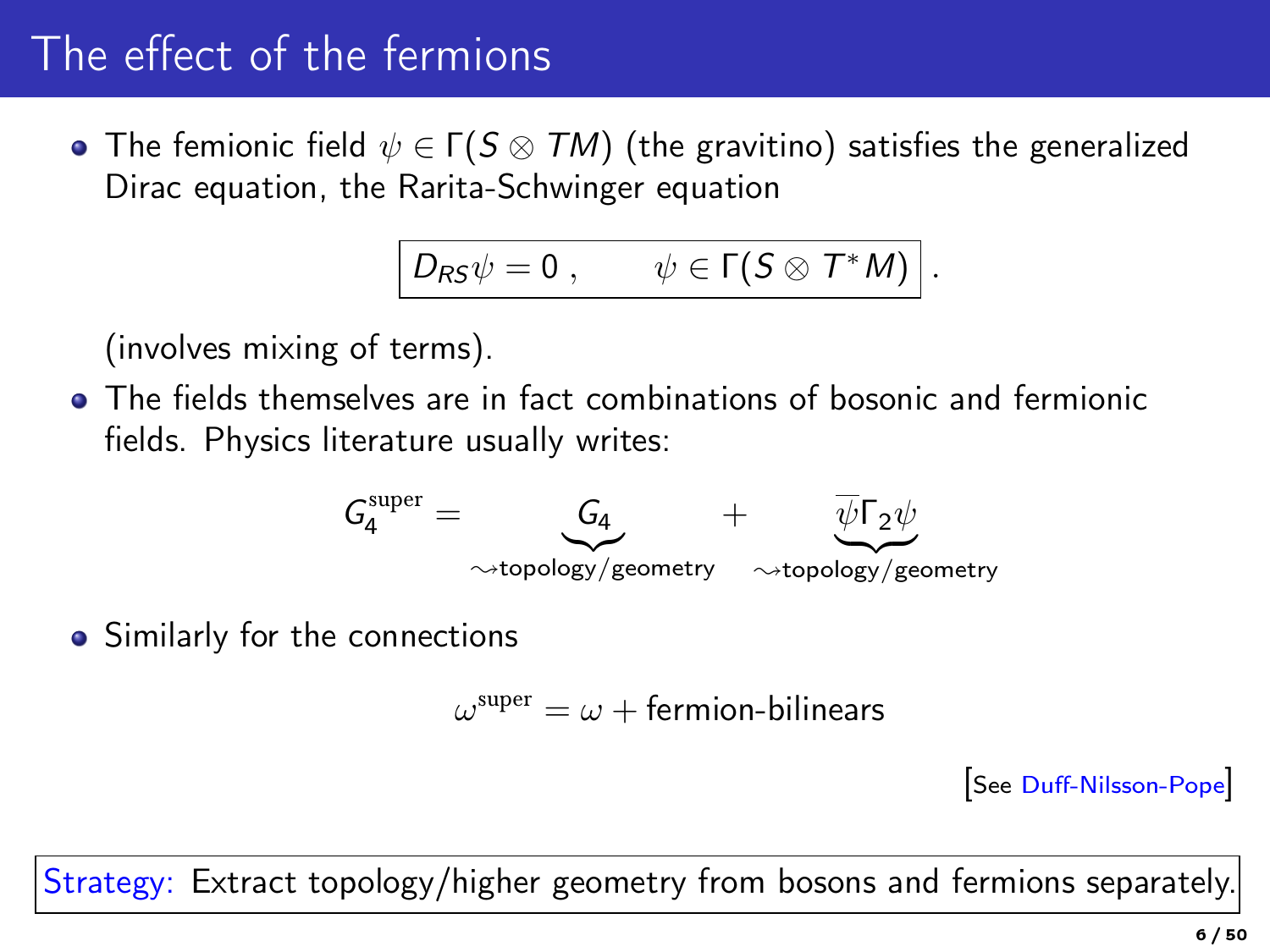# The effect of the fermions

- The femionic field $\psi \in \Gamma(S \otimes TM)$ (the gravitino) satisfies the generalized Dirac equation, the Rarita-Schwinger equation

$$\boxed{D_{RS}\psi = 0 \ , \qquad \psi \in \Gamma(S \otimes T^*M)} \ .$$

  (involves mixing of terms).

- The fields themselves are in fact combinations of bosonic and fermionic fields. Physics literature usually writes:

$$G_4^{\text{super}} = \underbrace{G_4}_{\rightsquigarrow\text{topology/geometry}} + \underbrace{\overline{\psi}\Gamma_2\psi}_{\rightsquigarrow\text{topology/geometry}}$$

- Similarly for the connections

$$\omega^{\text{super}} = \omega + \text{fermion-bilinears}$$

[See Duff-Nilsson-Pope]

Strategy: Extract topology/higher geometry from bosons and fermions separately.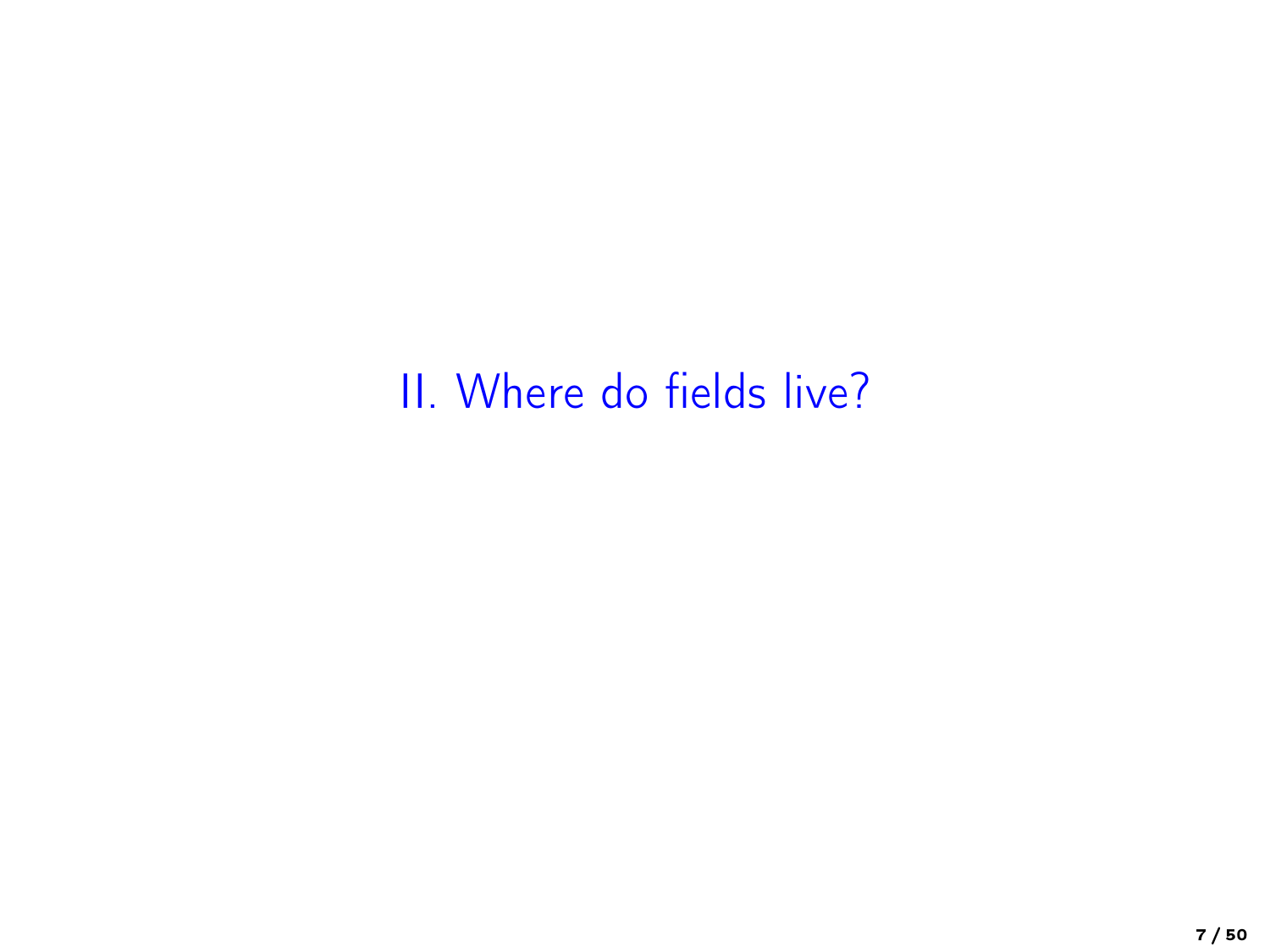# II. Where do fields live?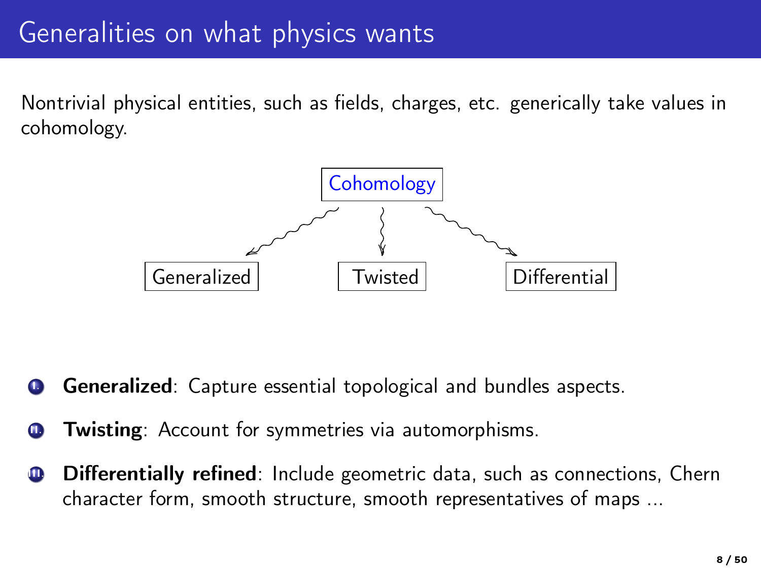# Generalities on what physics wants

Nontrivial physical entities, such as fields, charges, etc. generically take values in cohomology.

Cohomology

Generalized | Twisted | Differential

1. **Generalized**: Capture essential topological and bundles aspects.
2. **Twisting**: Account for symmetries via automorphisms.
3. **Differentially refined**: Include geometric data, such as connections, Chern character form, smooth structure, smooth representatives of maps ...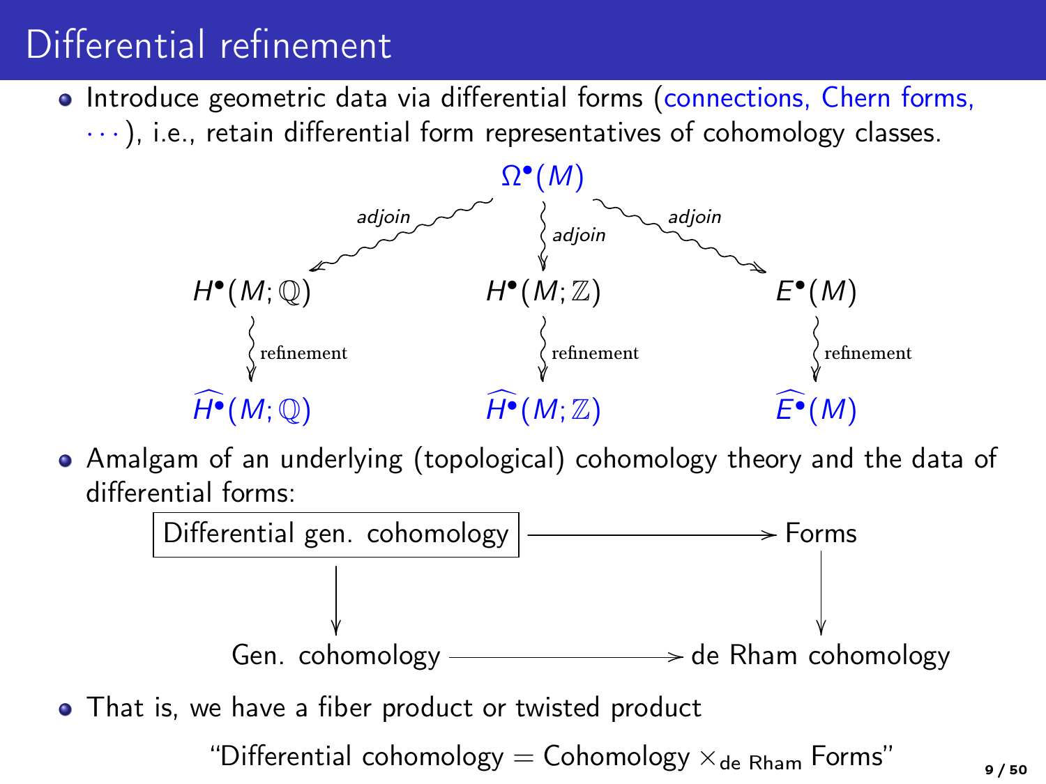# Differential refinement

- Introduce geometric data via differential forms (connections, Chern forms, $\cdots$), i.e., retain differential form representatives of cohomology classes.

$$
\begin{array}{ccccc}
 & & \Omega^\bullet(M) & & \\
 & \swarrow \text{adjoin} & \downarrow \text{adjoin} & \text{adjoin} \searrow & \\
H^\bullet(M;\mathbb{Q}) & & H^\bullet(M;\mathbb{Z}) & & E^\bullet(M) \\
\downarrow \text{refinement} & & \downarrow \text{refinement} & & \downarrow \text{refinement} \\
\widehat{H^\bullet}(M;\mathbb{Q}) & & \widehat{H^\bullet}(M;\mathbb{Z}) & & \widehat{E^\bullet}(M)
\end{array}
$$

- Amalgam of an underlying (topological) cohomology theory and the data of differential forms:

$$
\begin{array}{ccc}
\boxed{\text{Differential gen. cohomology}} & \longrightarrow & \text{Forms} \\
\downarrow & & \downarrow \\
\text{Gen. cohomology} & \longrightarrow & \text{de Rham cohomology}
\end{array}
$$

- That is, we have a fiber product or twisted product

"Differential cohomology = Cohomology $\times_{\text{de Rham}}$ Forms"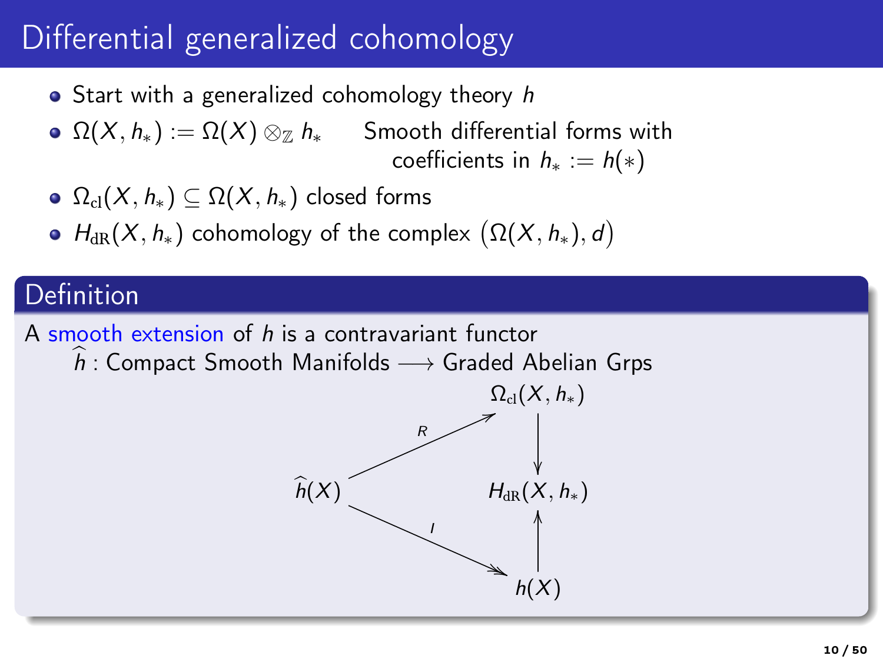# Differential generalized cohomology

- Start with a generalized cohomology theory $h$
- $\Omega(X, h_*) := \Omega(X) \otimes_{\mathbb{Z}} h_*$ Smooth differential forms with coefficients in $h_* := h(*)$
- $\Omega_{\mathrm{cl}}(X, h_*) \subseteq \Omega(X, h_*)$ closed forms
- $H_{\mathrm{dR}}(X, h_*)$ cohomology of the complex $\big(\Omega(X, h_*), d\big)$

## Definition

A smooth extension of $h$ is a contravariant functor

$\widehat{h}$ : Compact Smooth Manifolds $\longrightarrow$ Graded Abelian Grps

$$
\begin{array}{ccc}
 & & \Omega_{\mathrm{cl}}(X, h_*) \\
 & \overset{R}{\nearrow} & \downarrow \\
\widehat{h}(X) & & H_{\mathrm{dR}}(X, h_*) \\
 & \underset{I}{\searrow} & \uparrow \\
 & & h(X)
\end{array}
$$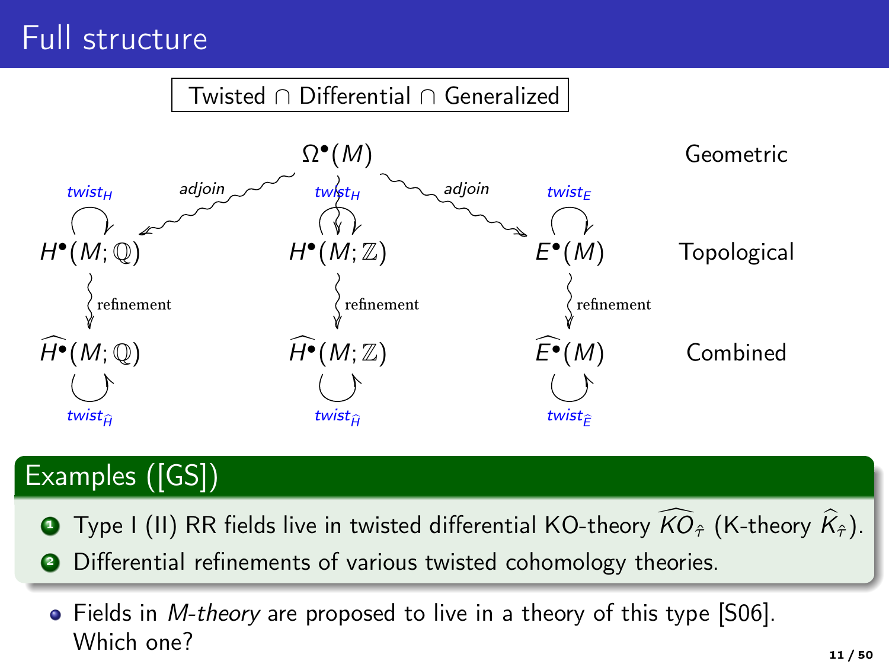# Full structure

Twisted ∩ Differential ∩ Generalized

| | | | |
|---|---|---|---|
| | $\Omega^\bullet(M)$ | | Geometric |
| $H^\bullet(M;\mathbb{Q})$ (*twist$_H$*) | $H^\bullet(M;\mathbb{Z})$ (*twist$_H$*) | $E^\bullet(M)$ (*twist$_E$*) | Topological |
| $\widehat{H^\bullet}(M;\mathbb{Q})$ (*twist$_{\widehat{H}}$*) | $\widehat{H^\bullet}(M;\mathbb{Z})$ (*twist$_{\widehat{H}}$*) | $\widehat{E^\bullet}(M)$ (*twist$_{\widehat{E}}$*) | Combined |

($\Omega^\bullet(M)$ —*adjoin*→ $H^\bullet(M;\mathbb{Q})$, $\Omega^\bullet(M)$ —*adjoin*→ $E^\bullet(M)$; each topological theory —refinement→ its combined theory.)

## Examples ([GS])

1. Type I (II) RR fields live in twisted differential KO-theory $\widehat{KO}_{\hat{\tau}}$ (K-theory $\widehat{K}_{\hat{\tau}}$).
2. Differential refinements of various twisted cohomology theories.

- Fields in *M-theory* are proposed to live in a theory of this type [S06]. Which one?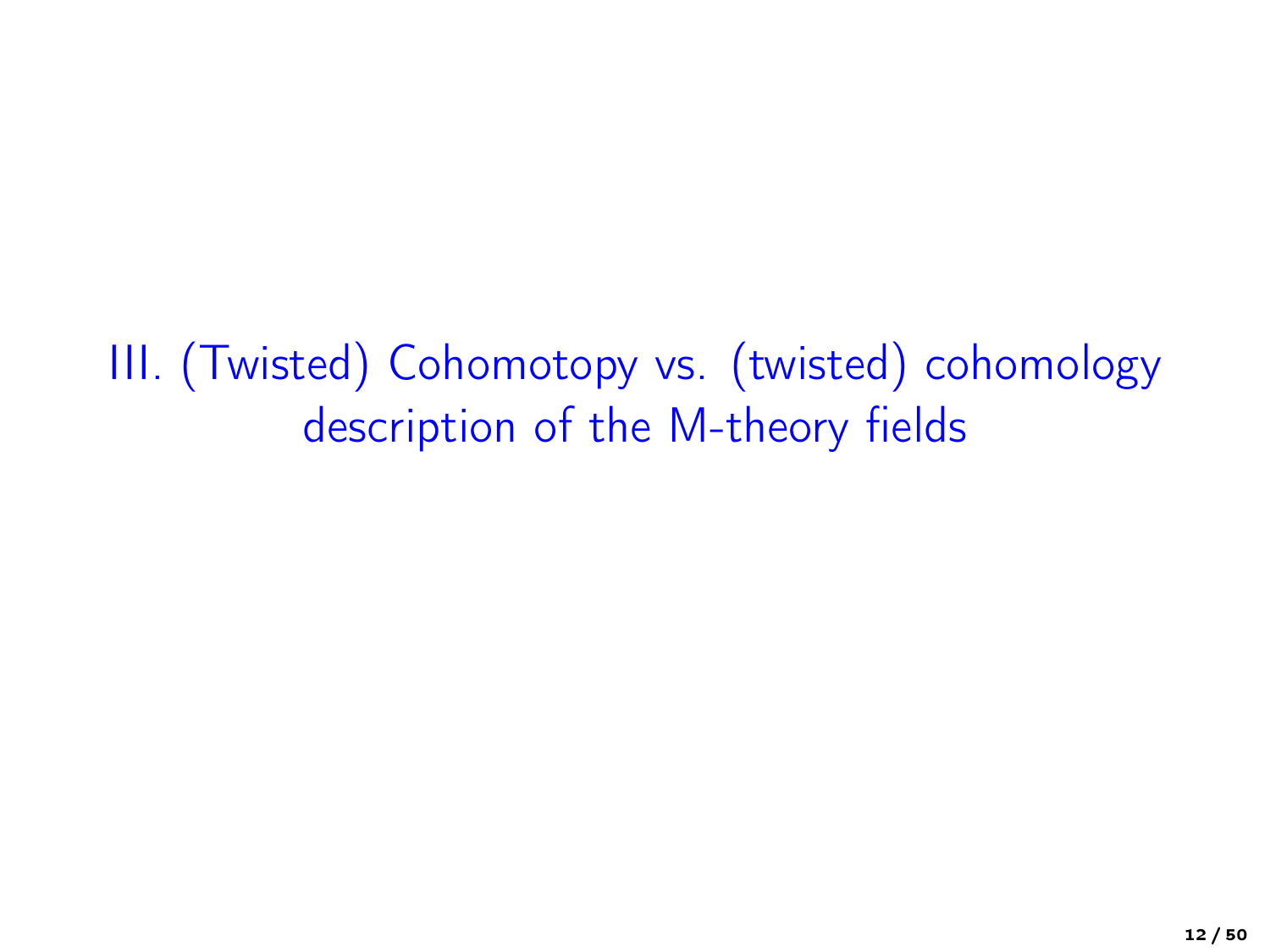# III. (Twisted) Cohomotopy vs. (twisted) cohomology description of the M-theory fields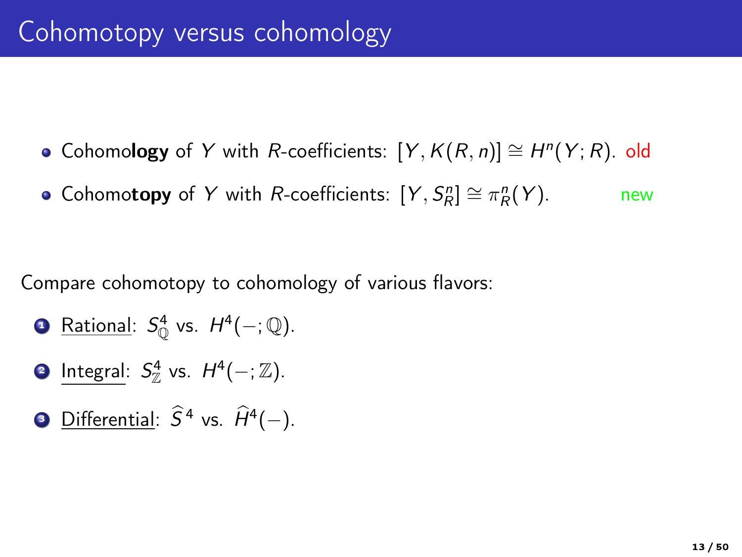# Cohomotopy versus cohomology

- Cohomo**logy** of $Y$ with $R$-coefficients: $[Y, K(R,n)] \cong H^n(Y; R)$. old
- Cohomo**topy** of $Y$ with $R$-coefficients: $[Y, S^n_R] \cong \pi^n_R(Y)$. new

Compare cohomotopy to cohomology of various flavors:

1. Rational: $S^4_{\mathbb{Q}}$ vs. $H^4(-;\mathbb{Q})$.
2. Integral: $S^4_{\mathbb{Z}}$ vs. $H^4(-;\mathbb{Z})$.
3. Differential: $\widehat{S}^4$ vs. $\widehat{H}^4(-)$.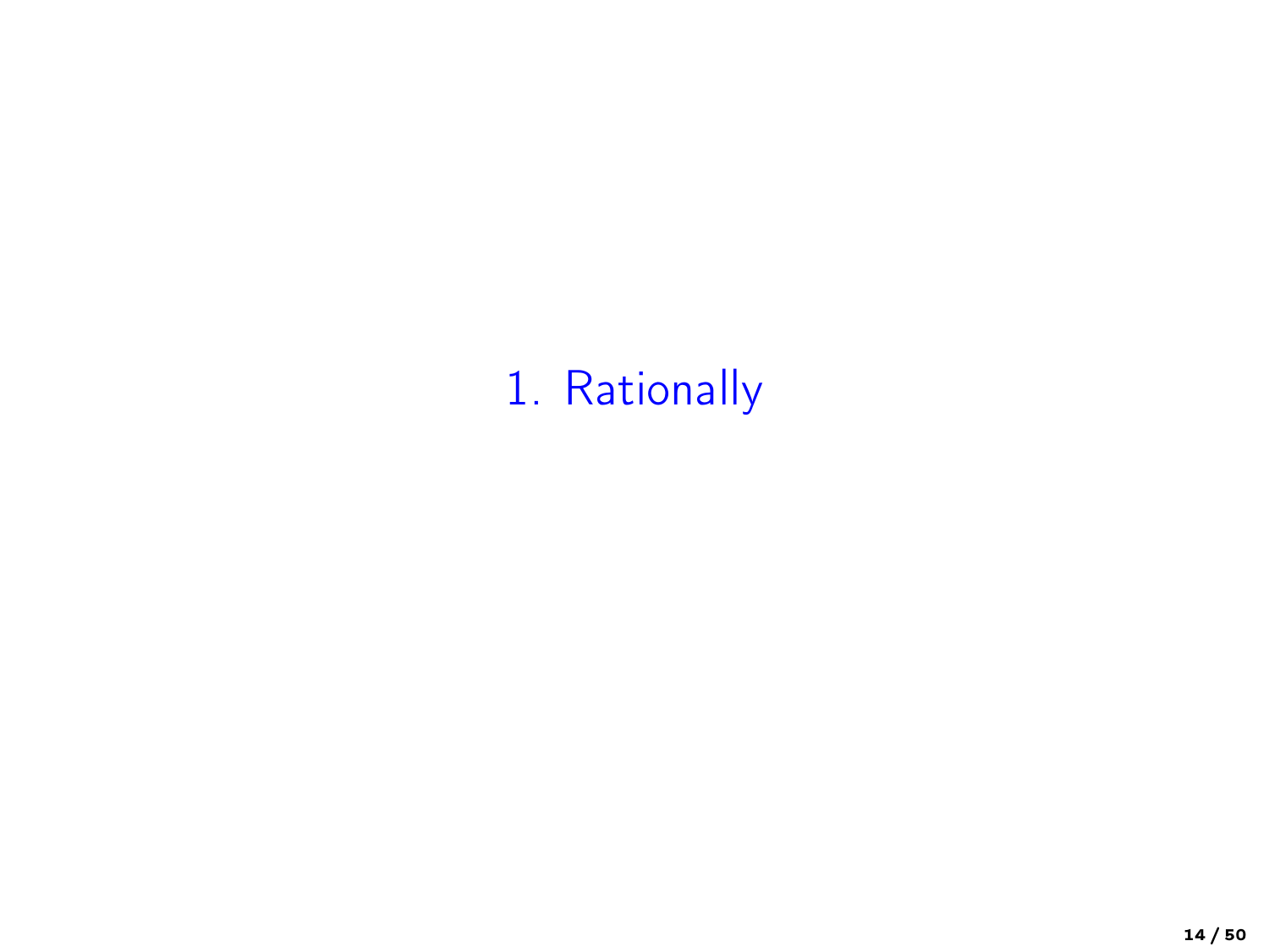# 1. Rationally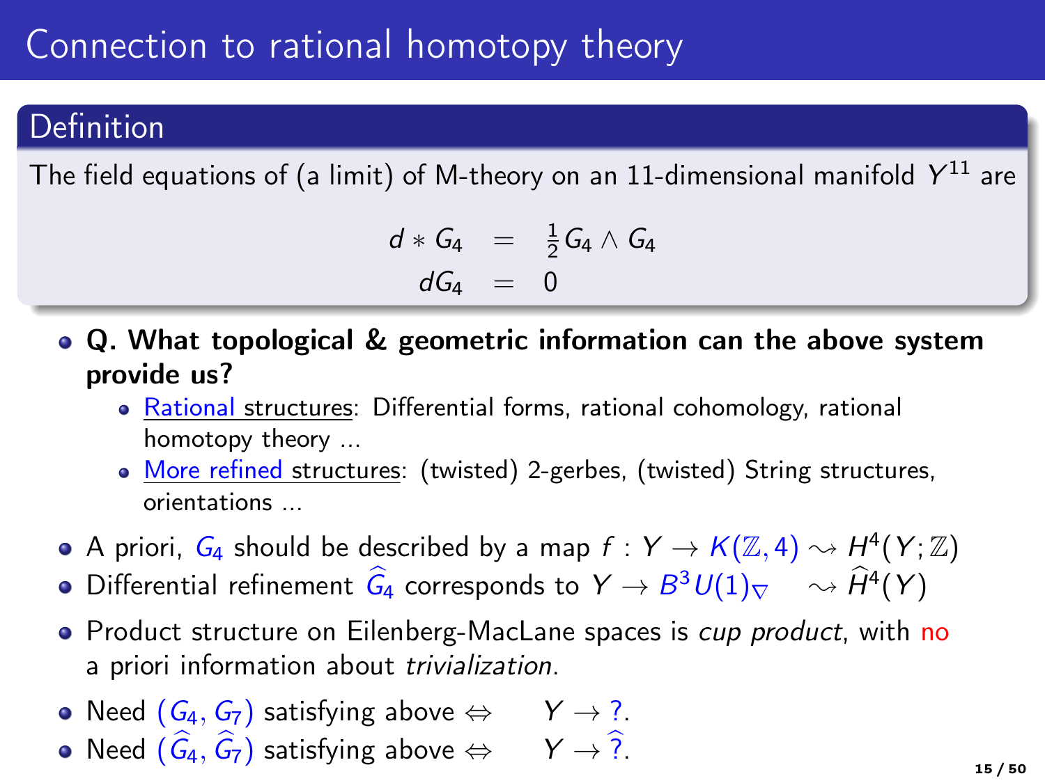# Connection to rational homotopy theory

**Definition**

The field equations of (a limit) of M-theory on an 11-dimensional manifold $Y^{11}$ are

$$
\begin{aligned}
d * G_4 &= \tfrac{1}{2} G_4 \wedge G_4 \\
dG_4 &= 0
\end{aligned}
$$

- **Q. What topological & geometric information can the above system provide us?**
  - Rational structures: Differential forms, rational cohomology, rational homotopy theory ...
  - More refined structures: (twisted) 2-gerbes, (twisted) String structures, orientations ...
- A priori, $G_4$ should be described by a map $f : Y \to K(\mathbb{Z}, 4) \rightsquigarrow H^4(Y; \mathbb{Z})$
- Differential refinement $\widehat{G}_4$ corresponds to $Y \to B^3U(1)_\nabla \quad \rightsquigarrow \widehat{H}^4(Y)$
- Product structure on Eilenberg-MacLane spaces is *cup product*, with no a priori information about *trivialization*.
- Need $(G_4, G_7)$ satisfying above $\Leftrightarrow \quad Y \to ?$.
- Need $(\widehat{G}_4, \widehat{G}_7)$ satisfying above $\Leftrightarrow \quad Y \to \widehat{?}$.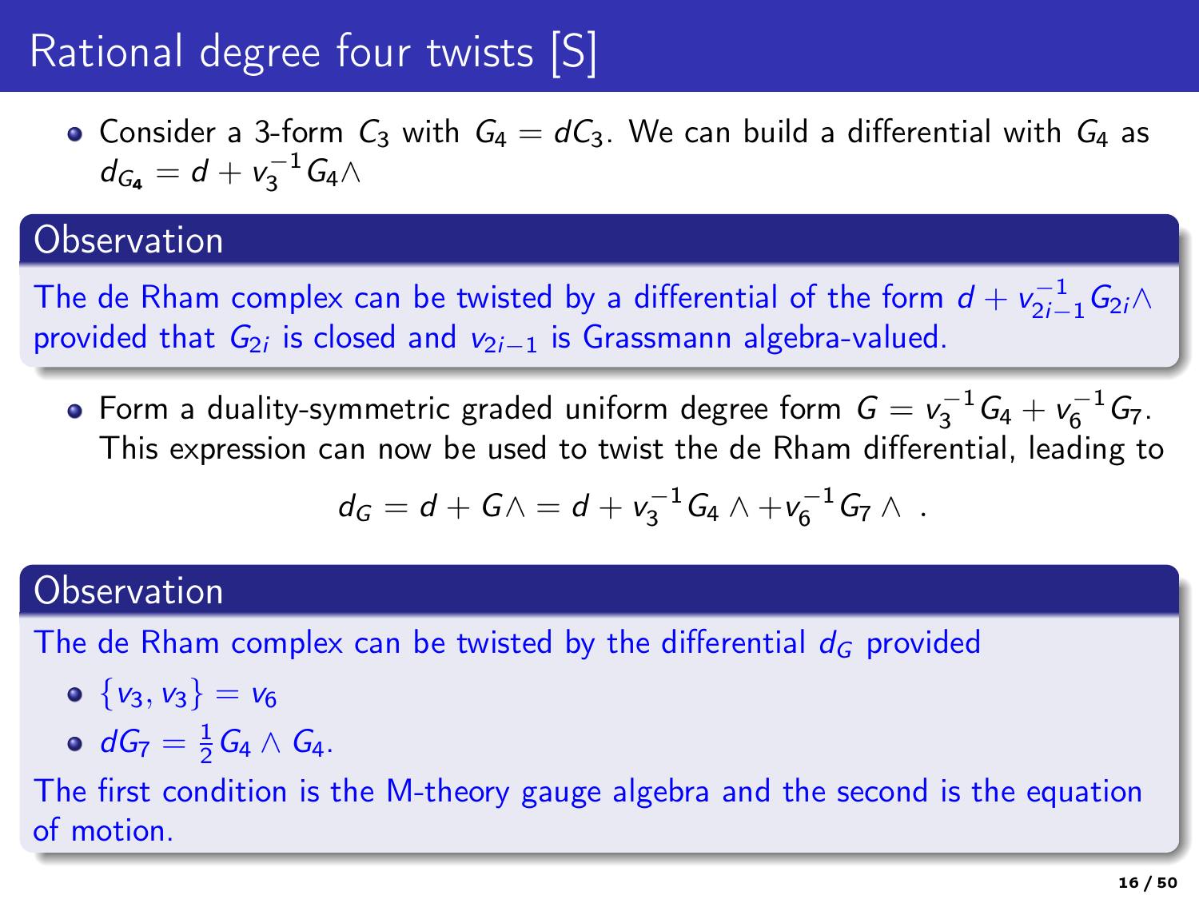# Rational degree four twists [S]

- Consider a 3-form $C_3$ with $G_4 = dC_3$. We can build a differential with $G_4$ as $d_{G_4} = d + v_3^{-1} G_4 \wedge$

### Observation

The de Rham complex can be twisted by a differential of the form $d + v_{2i-1}^{-1} G_{2i} \wedge$ provided that $G_{2i}$ is closed and $v_{2i-1}$ is Grassmann algebra-valued.

- Form a duality-symmetric graded uniform degree form $G = v_3^{-1} G_4 + v_6^{-1} G_7$. This expression can now be used to twist the de Rham differential, leading to

$$d_G = d + G \wedge = d + v_3^{-1} G_4 \wedge + v_6^{-1} G_7 \wedge \ .$$

### Observation

The de Rham complex can be twisted by the differential $d_G$ provided

- $\{v_3, v_3\} = v_6$
- $dG_7 = \frac{1}{2} G_4 \wedge G_4$.

The first condition is the M-theory gauge algebra and the second is the equation of motion.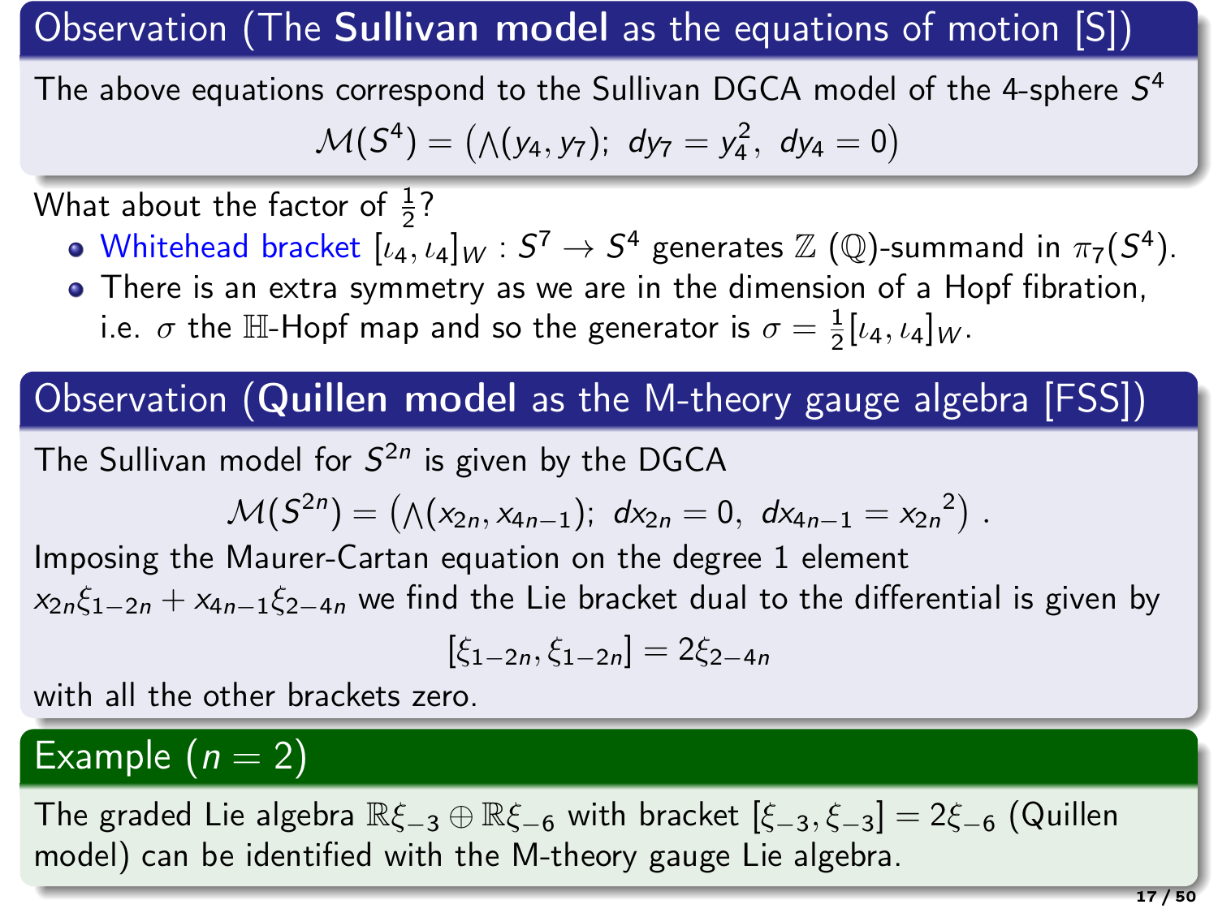### Observation (The **Sullivan model** as the equations of motion [S])

The above equations correspond to the Sullivan DGCA model of the 4-sphere $S^4$

$$\mathcal{M}(S^4) = \big(\wedge(y_4, y_7);\ dy_7 = y_4^2,\ dy_4 = 0\big)$$

What about the factor of $\frac{1}{2}$?

- Whitehead bracket $[\iota_4, \iota_4]_W : S^7 \to S^4$ generates $\mathbb{Z}$ ($\mathbb{Q}$)-summand in $\pi_7(S^4)$.
- There is an extra symmetry as we are in the dimension of a Hopf fibration, i.e. $\sigma$ the $\mathbb{H}$-Hopf map and so the generator is $\sigma = \frac{1}{2}[\iota_4, \iota_4]_W$.

### Observation (**Quillen model** as the M-theory gauge algebra [FSS])

The Sullivan model for $S^{2n}$ is given by the DGCA

$$\mathcal{M}(S^{2n}) = \big(\wedge(x_{2n}, x_{4n-1});\ dx_{2n} = 0,\ dx_{4n-1} = {x_{2n}}^2\big)\ .$$

Imposing the Maurer-Cartan equation on the degree 1 element $x_{2n}\xi_{1-2n} + x_{4n-1}\xi_{2-4n}$ we find the Lie bracket dual to the differential is given by

$$[\xi_{1-2n}, \xi_{1-2n}] = 2\xi_{2-4n}$$

with all the other brackets zero.

### Example ($n = 2$)

The graded Lie algebra $\mathbb{R}\xi_{-3} \oplus \mathbb{R}\xi_{-6}$ with bracket $[\xi_{-3}, \xi_{-3}] = 2\xi_{-6}$ (Quillen model) can be identified with the M-theory gauge Lie algebra.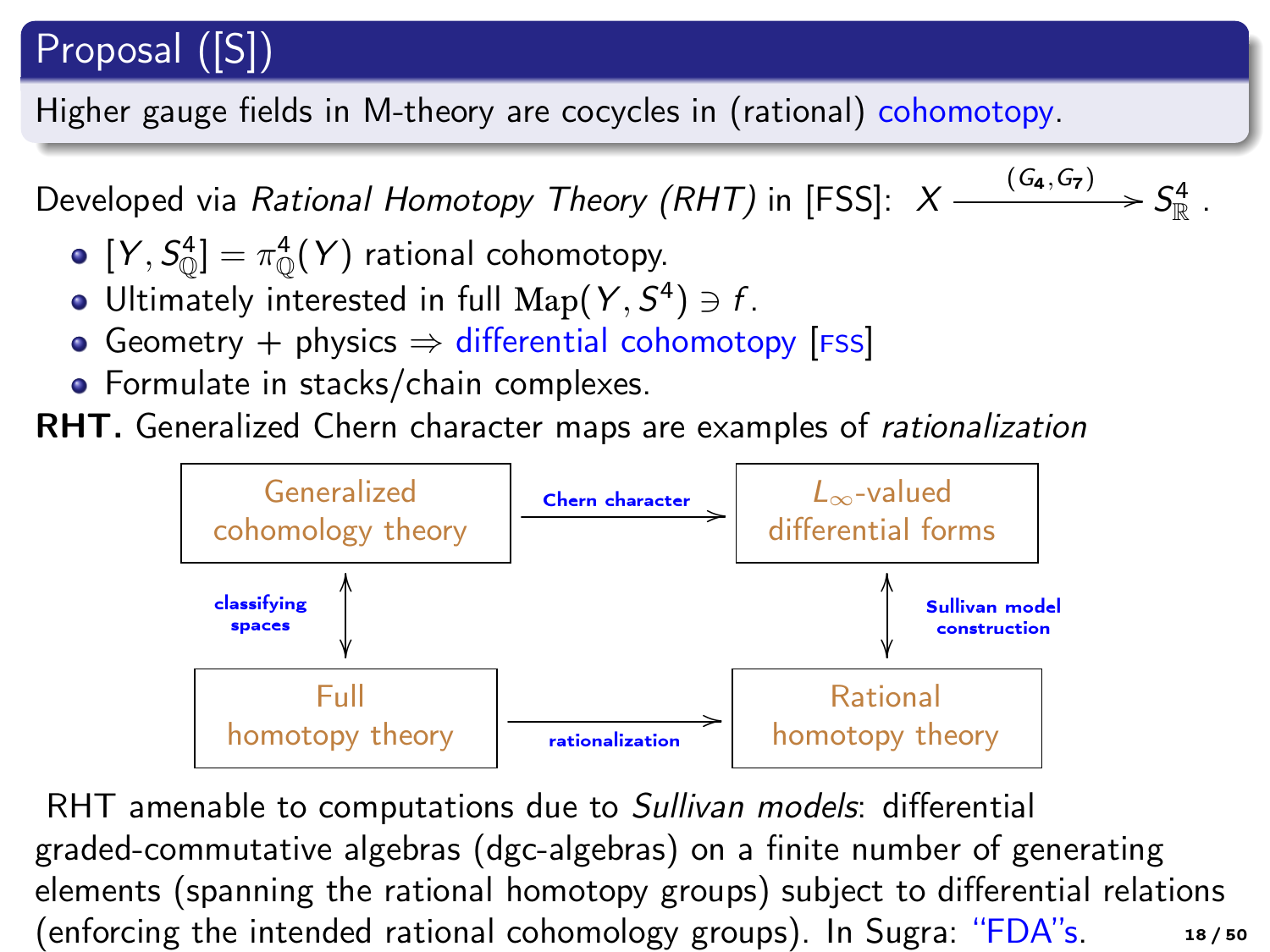## Proposal ([S])

Higher gauge fields in M-theory are cocycles in (rational) cohomotopy.

Developed via *Rational Homotopy Theory (RHT)* in [FSS]: $X \xrightarrow{(G_4, G_7)} S^4_{\mathbb{R}}$ .

- $[Y, S^4_{\mathbb{Q}}] = \pi^4_{\mathbb{Q}}(Y)$ rational cohomotopy.
- Ultimately interested in full $\mathrm{Map}(Y, S^4) \ni f$.
- Geometry + physics $\Rightarrow$ differential cohomotopy [FSS]
- Formulate in stacks/chain complexes.

**RHT.** Generalized Chern character maps are examples of *rationalization*

| Generalized cohomology theory | —Chern character→ | $L_\infty$-valued differential forms |
|---|---|---|
| ↕ classifying spaces | | ↕ Sullivan model construction |
| Full homotopy theory | —rationalization→ | Rational homotopy theory |

RHT amenable to computations due to *Sullivan models*: differential graded-commutative algebras (dgc-algebras) on a finite number of generating elements (spanning the rational homotopy groups) subject to differential relations (enforcing the intended rational cohomology groups). In Sugra: "FDA"s.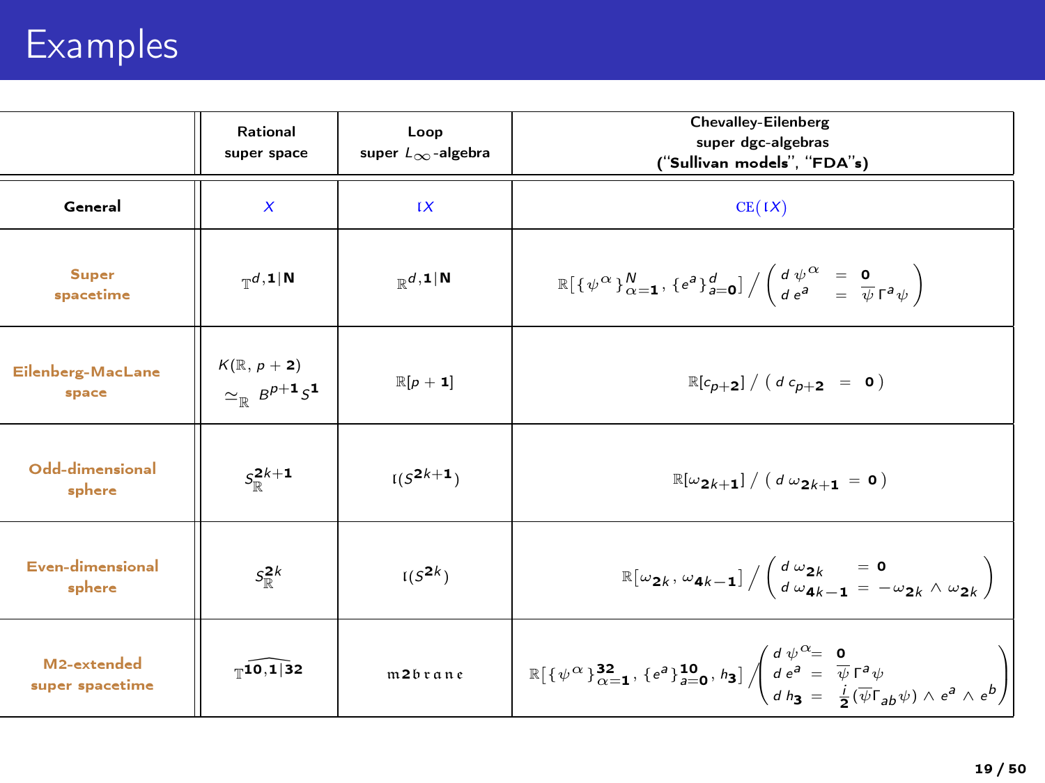# Examples

| | Rational super space | Loop super $L_\infty$-algebra | Chevalley-Eilenberg super dgc-algebras (**"Sullivan models"**, **"FDA"s**) |
|---|---|---|---|
| **General** | $X$ | $\mathfrak{l}X$ | $\mathrm{CE}(\mathfrak{l}X)$ |
| **Super spacetime** | $\mathbb{T}^{d,1\vert\mathbf{N}}$ | $\mathbb{R}^{d,1\vert\mathbf{N}}$ | $\mathbb{R}[\{\psi^\alpha\}_{\alpha=1}^{N}, \{e^a\}_{a=0}^{d}] \Big/ \begin{pmatrix} d\,\psi^\alpha & = & 0 \\ d\,e^a & = & \overline{\psi}\,\Gamma^a\psi \end{pmatrix}$ |
| **Eilenberg-MacLane space** | $K(\mathbb{R}, p+2) \simeq_{\mathbb{R}} B^{p+1}S^1$ | $\mathbb{R}[p+1]$ | $\mathbb{R}[c_{p+2}] \,/\, (\,d\,c_{p+2} \;=\; 0\,)$ |
| **Odd-dimensional sphere** | $S^{2k+1}_{\mathbb{R}}$ | $\mathfrak{l}(S^{2k+1})$ | $\mathbb{R}[\omega_{2k+1}] \,/\, (\,d\,\omega_{2k+1} \;=\; 0\,)$ |
| **Even-dimensional sphere** | $S^{2k}_{\mathbb{R}}$ | $\mathfrak{l}(S^{2k})$ | $\mathbb{R}[\omega_{2k}, \omega_{4k-1}] \Big/ \begin{pmatrix} d\,\omega_{2k} & = 0 \\ d\,\omega_{4k-1} & = -\omega_{2k}\wedge\omega_{2k} \end{pmatrix}$ |
| **M2-extended super spacetime** | $\widehat{\mathbb{T}^{10,1\vert 32}}$ | $\mathfrak{m2brane}$ | $\mathbb{R}[\{\psi^\alpha\}_{\alpha=1}^{32}, \{e^a\}_{a=0}^{10}, h_3] \Bigg/ \begin{pmatrix} d\,\psi^\alpha & = & 0 \\ d\,e^a & = & \overline{\psi}\,\Gamma^a\psi \\ d\,h_3 & = & \frac{i}{2}(\overline{\psi}\Gamma_{ab}\psi)\wedge e^a\wedge e^b \end{pmatrix}$ |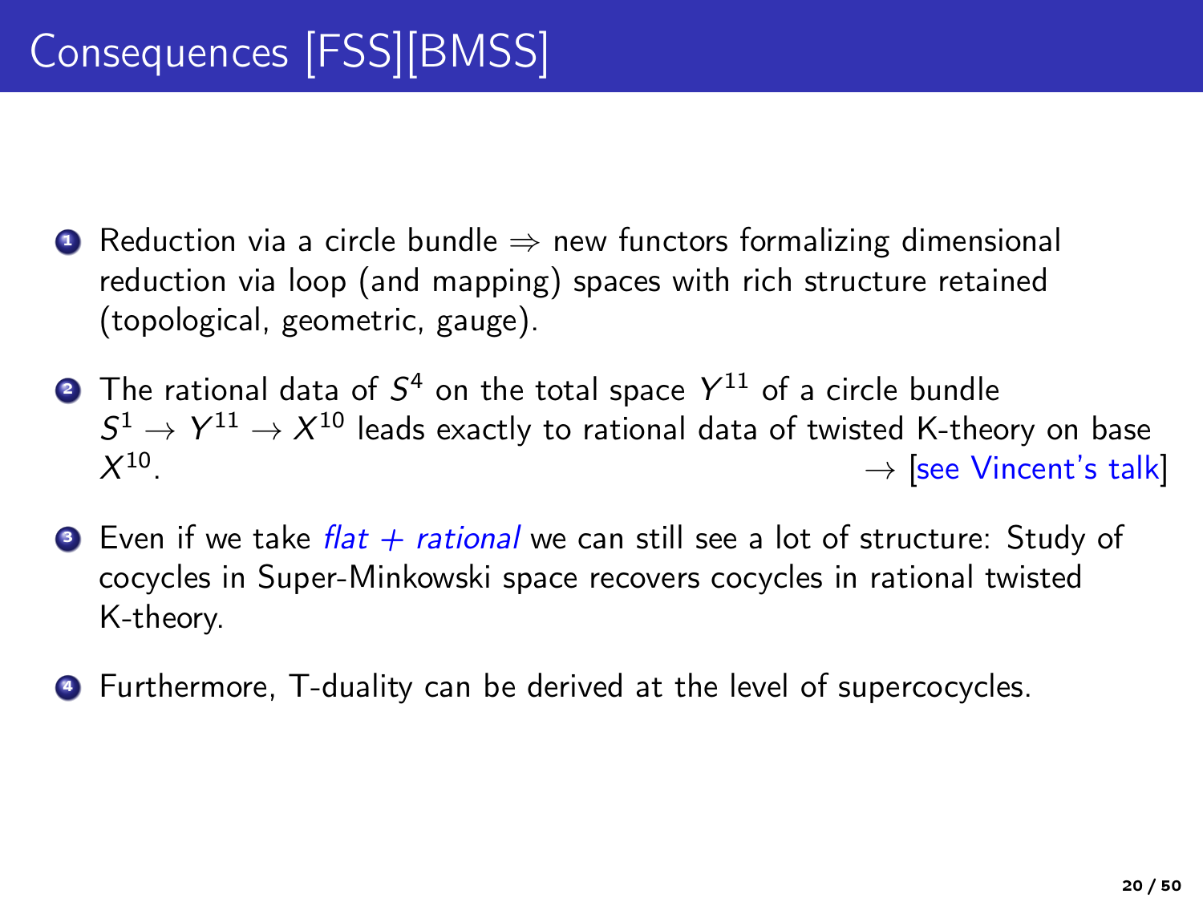# Consequences [FSS][BMSS]

1. Reduction via a circle bundle $\Rightarrow$ new functors formalizing dimensional reduction via loop (and mapping) spaces with rich structure retained (topological, geometric, gauge).

2. The rational data of $S^4$ on the total space $Y^{11}$ of a circle bundle $S^1 \to Y^{11} \to X^{10}$ leads exactly to rational data of twisted K-theory on base $X^{10}$. $\to$ [see Vincent's talk]

3. Even if we take *flat + rational* we can still see a lot of structure: Study of cocycles in Super-Minkowski space recovers cocycles in rational twisted K-theory.

4. Furthermore, T-duality can be derived at the level of supercocycles.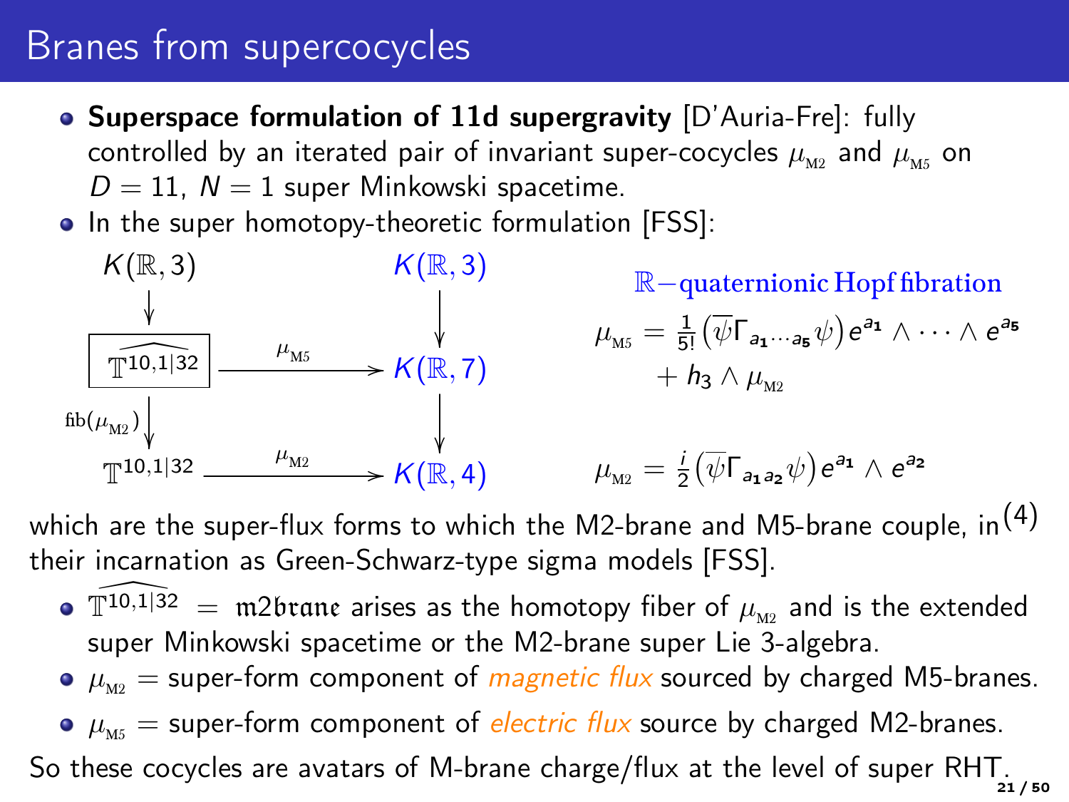# Branes from supercocycles

- **Superspace formulation of 11d supergravity** [D'Auria-Fre]: fully controlled by an iterated pair of invariant super-cocycles $\mu_{\text{M2}}$ and $\mu_{\text{M5}}$ on $D = 11$, $N = 1$ super Minkowski spacetime.
- In the super homotopy-theoretic formulation [FSS]:

$$
\begin{array}{ccc}
K(\mathbb{R},3) & & K(\mathbb{R},3) \\
\downarrow & & \downarrow \\
\boxed{\widehat{\mathbb{T}^{10,1|32}}} & \xrightarrow{\mu_{\text{M5}}} & K(\mathbb{R},7) \\
{\scriptstyle \mathrm{fib}(\mu_{\text{M2}})}\downarrow & & \downarrow \\
\mathbb{T}^{10,1|32} & \xrightarrow{\mu_{\text{M2}}} & K(\mathbb{R},4)
\end{array}
$$

$\mathbb{R}-$quaternionic Hopf fibration

$$\mu_{\text{M5}} = \tfrac{1}{5!}\left(\overline{\psi}\Gamma_{a_1\cdots a_5}\psi\right)e^{a_1}\wedge\cdots\wedge e^{a_5} + h_3 \wedge \mu_{\text{M2}}$$

$$\mu_{\text{M2}} = \tfrac{i}{2}\left(\overline{\psi}\Gamma_{a_1 a_2}\psi\right)e^{a_1}\wedge e^{a_2}$$

which are the super-flux forms to which the M2-brane and M5-brane couple, in [4] their incarnation as Green-Schwarz-type sigma models [FSS].

- $\widehat{\mathbb{T}^{10,1|32}} = \mathfrak{m2brane}$ arises as the homotopy fiber of $\mu_{\text{M2}}$ and is the extended super Minkowski spacetime or the M2-brane super Lie 3-algebra.
- $\mu_{\text{M2}}$ = super-form component of *magnetic flux* sourced by charged M5-branes.
- $\mu_{\text{M5}}$ = super-form component of *electric flux* source by charged M2-branes.

So these cocycles are avatars of M-brane charge/flux at the level of super RHT.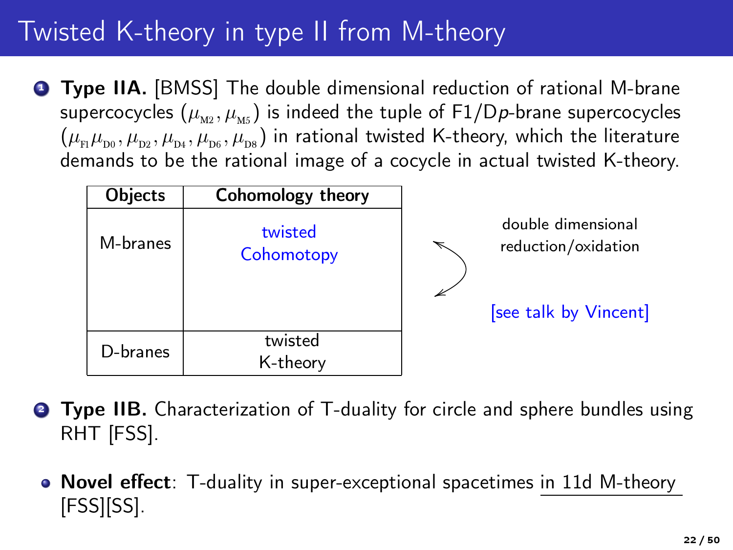# Twisted K-theory in type II from M-theory

1. **Type IIA.** [BMSS] The double dimensional reduction of rational M-brane supercocycles $(\mu_{\mathrm{M2}}, \mu_{\mathrm{M5}})$ is indeed the tuple of F1/D$p$-brane supercocycles $(\mu_{\mathrm{F1}}\mu_{\mathrm{D0}}, \mu_{\mathrm{D2}}, \mu_{\mathrm{D4}}, \mu_{\mathrm{D6}}, \mu_{\mathrm{D8}})$ in rational twisted K-theory, which the literature demands to be the rational image of a cocycle in actual twisted K-theory.

| Objects | Cohomology theory |
|---|---|
| M-branes | twisted Cohomotopy |
| D-branes | twisted K-theory |

double dimensional reduction/oxidation

[see talk by Vincent]

2. **Type IIB.** Characterization of T-duality for circle and sphere bundles using RHT [FSS].

- **Novel effect**: T-duality in super-exceptional spacetimes in 11d M-theory [FSS][SS].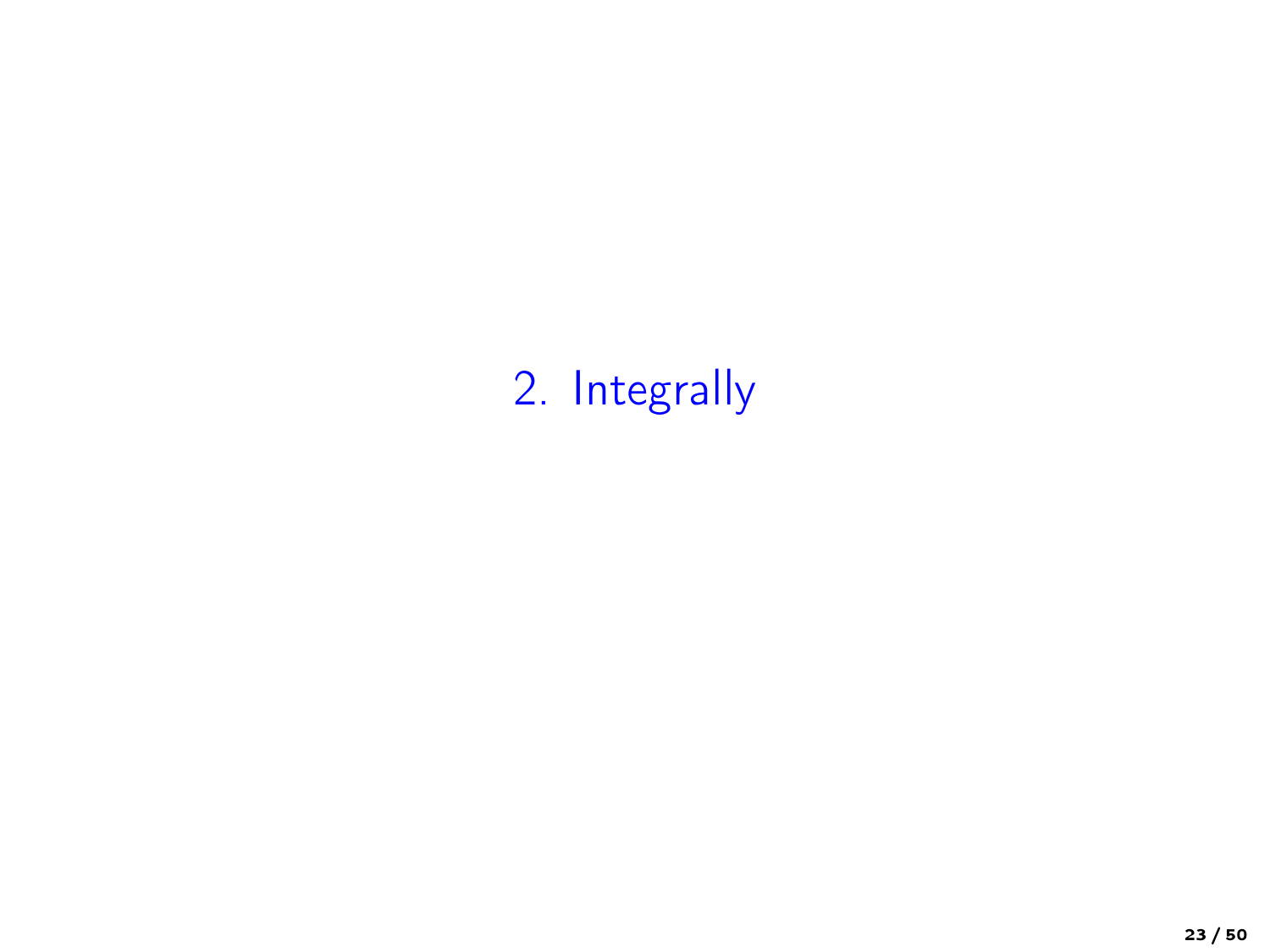# 2. Integrally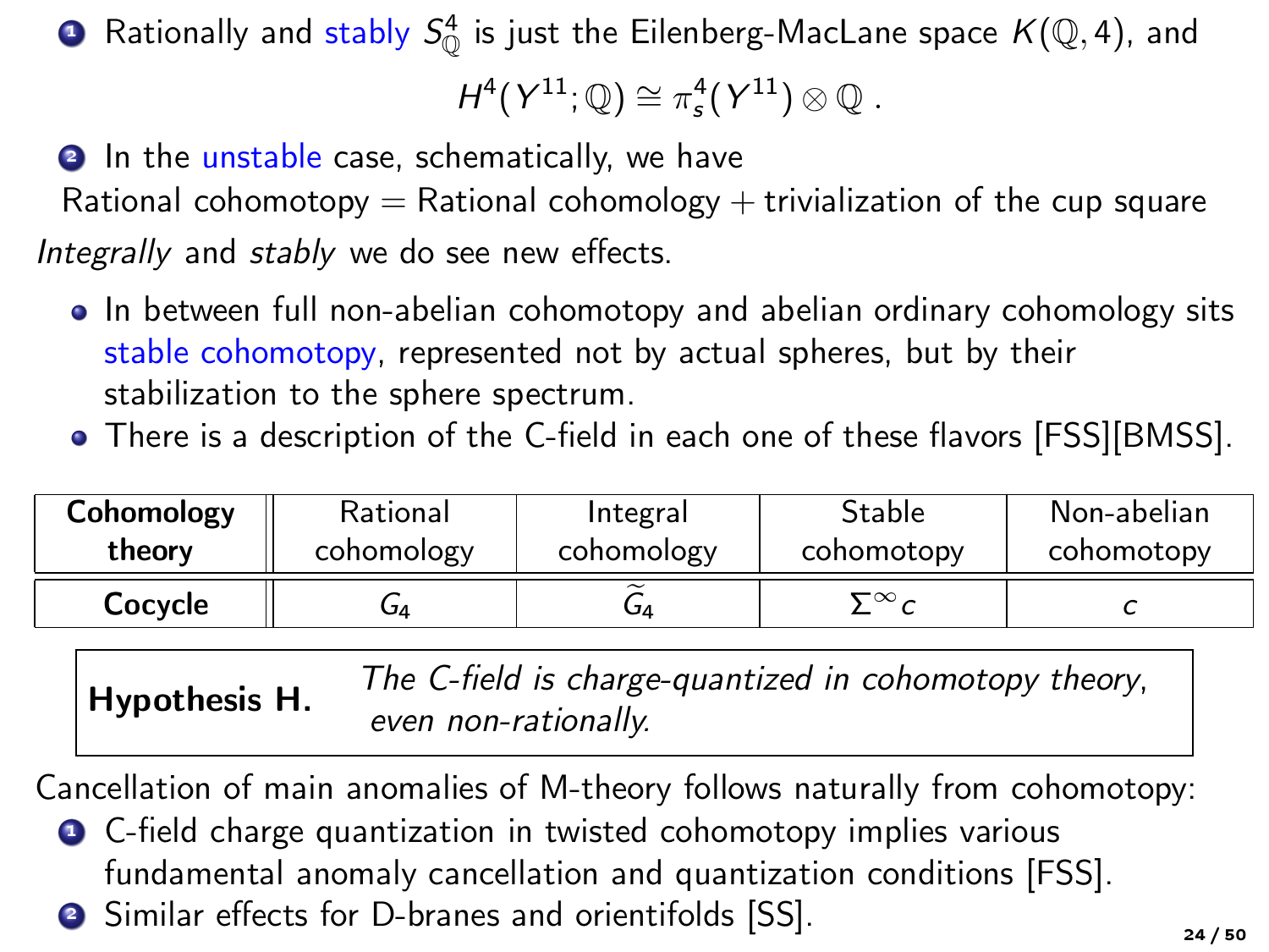1. Rationally and stably $S^4_{\mathbb{Q}}$ is just the Eilenberg-MacLane space $K(\mathbb{Q}, 4)$, and

$$H^4(Y^{11}; \mathbb{Q}) \cong \pi^4_s(Y^{11}) \otimes \mathbb{Q} \,.$$

2. In the unstable case, schematically, we have

Rational cohomotopy = Rational cohomology + trivialization of the cup square

*Integrally* and *stably* we do see new effects.

- In between full non-abelian cohomotopy and abelian ordinary cohomology sits stable cohomotopy, represented not by actual spheres, but by their stabilization to the sphere spectrum.
- There is a description of the C-field in each one of these flavors [FSS][BMSS].

| **Cohomology theory** | Rational cohomology | Integral cohomology | Stable cohomotopy | Non-abelian cohomotopy |
|---|---|---|---|---|
| **Cocycle** | $G_4$ | $\widetilde{G}_4$ | $\Sigma^\infty c$ | $c$ |

**Hypothesis H.** *The C-field is charge-quantized in cohomotopy theory, even non-rationally.*

Cancellation of main anomalies of M-theory follows naturally from cohomotopy:

1. C-field charge quantization in twisted cohomotopy implies various fundamental anomaly cancellation and quantization conditions [FSS].
2. Similar effects for D-branes and orientifolds [SS].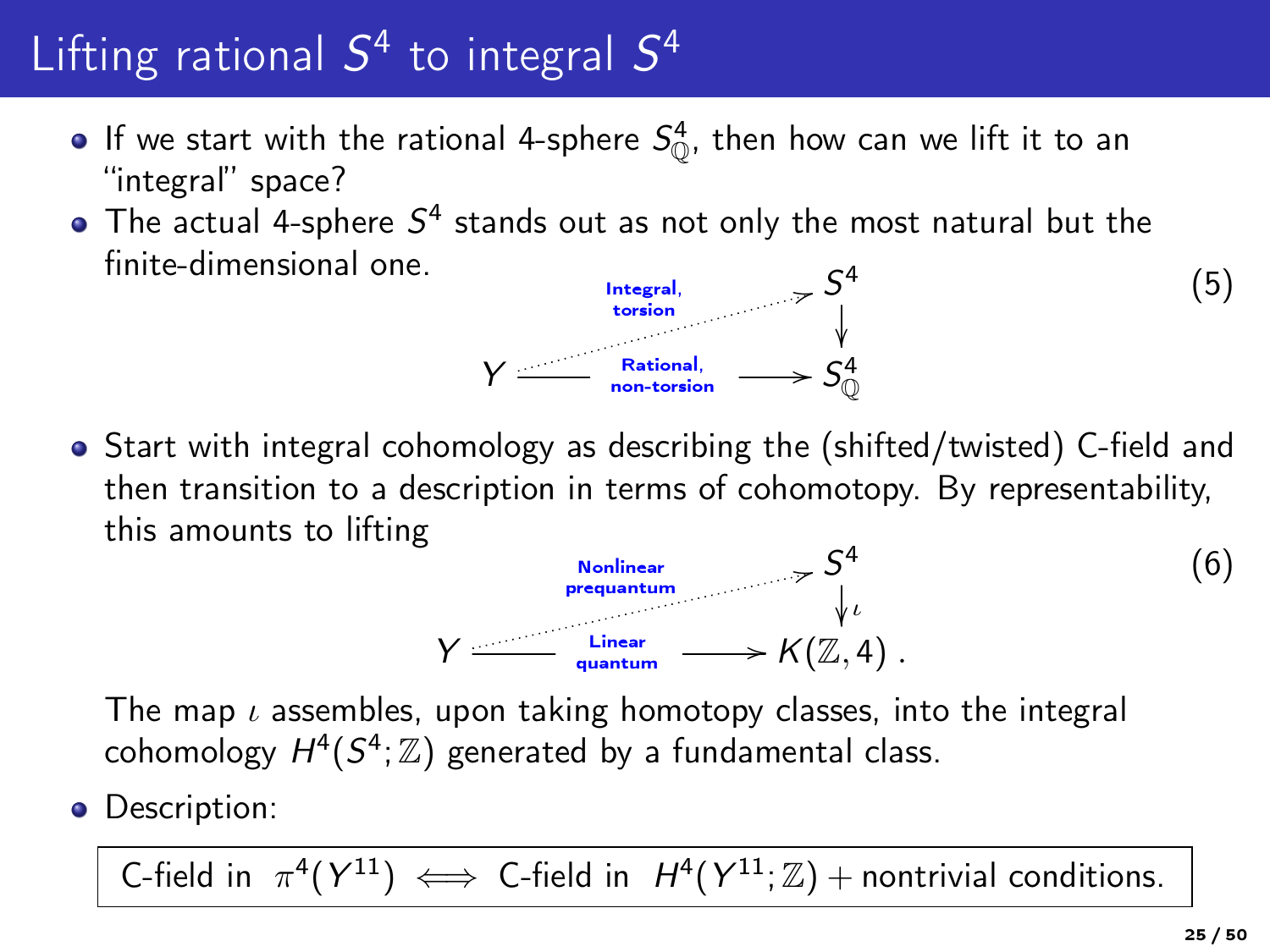# Lifting rational $S^4$ to integral $S^4$

- If we start with the rational 4-sphere $S^4_{\mathbb{Q}}$, then how can we lift it to an "integral" space?
- The actual 4-sphere $S^4$ stands out as not only the most natural but the finite-dimensional one.

$$
\begin{array}{ccc}
 & & S^4 \\
 & \overset{\text{Integral, torsion}}{\nearrow} & \downarrow \\
Y & \xrightarrow{\text{Rational, non-torsion}} & S^4_{\mathbb{Q}}
\end{array}
\tag{5}
$$

- Start with integral cohomology as describing the (shifted/twisted) C-field and then transition to a description in terms of cohomotopy. By representability, this amounts to lifting

$$
\begin{array}{ccc}
 & & S^4 \\
 & \overset{\text{Nonlinear prequantum}}{\nearrow} & \downarrow \iota \\
Y & \xrightarrow{\text{Linear quantum}} & K(\mathbb{Z}, 4)\ .
\end{array}
\tag{6}
$$

The map $\iota$ assembles, upon taking homotopy classes, into the integral cohomology $H^4(S^4; \mathbb{Z})$ generated by a fundamental class.

- Description:

$$
\boxed{\text{C-field in } \ \pi^4(Y^{11}) \iff \text{C-field in } \ H^4(Y^{11}; \mathbb{Z}) + \text{nontrivial conditions.}}
$$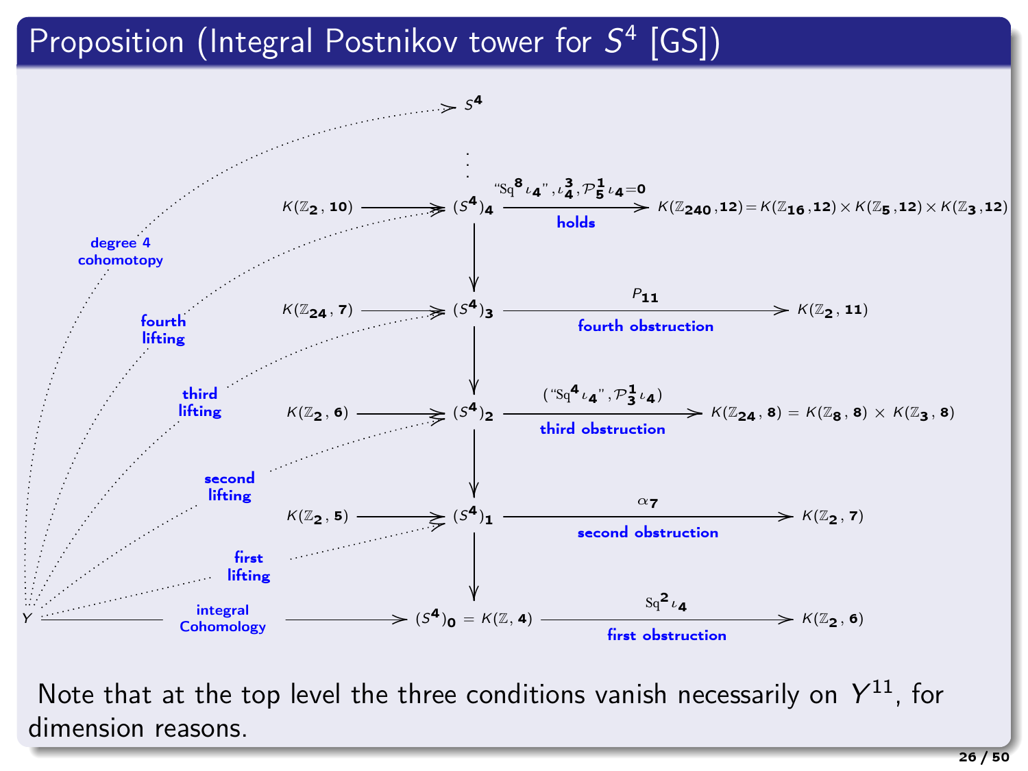## Proposition (Integral Postnikov tower for $S^4$ [GS])

$$
\begin{array}{ccccc}
 & & S^4 & & \\
 & & \vdots & & \\
K(\mathbb{Z}_2, 10) & \longrightarrow & (S^4)_4 & \xrightarrow[\text{holds}]{\text{“Sq}^8\iota_4\text{”}, \iota_4^3, \mathcal{P}_5^1\iota_4 = 0} & K(\mathbb{Z}_{240}, 12) = K(\mathbb{Z}_{16}, 12) \times K(\mathbb{Z}_5, 12) \times K(\mathbb{Z}_3, 12) \\
 & & \downarrow & & \\
K(\mathbb{Z}_{24}, 7) & \longrightarrow & (S^4)_3 & \xrightarrow[\text{fourth obstruction}]{P_{11}} & K(\mathbb{Z}_2, 11) \\
 & & \downarrow & & \\
K(\mathbb{Z}_2, 6) & \longrightarrow & (S^4)_2 & \xrightarrow[\text{third obstruction}]{(\text{“Sq}^4\iota_4\text{”}, \mathcal{P}_3^1\iota_4)} & K(\mathbb{Z}_{24}, 8) = K(\mathbb{Z}_8, 8) \times K(\mathbb{Z}_3, 8) \\
 & & \downarrow & & \\
K(\mathbb{Z}_2, 5) & \longrightarrow & (S^4)_1 & \xrightarrow[\text{second obstruction}]{\alpha_7} & K(\mathbb{Z}_2, 7) \\
 & & \downarrow & & \\
Y & \xrightarrow{\text{integral Cohomology}} & (S^4)_0 = K(\mathbb{Z}, 4) & \xrightarrow[\text{first obstruction}]{\mathrm{Sq}^2\iota_4} & K(\mathbb{Z}_2, 6)
\end{array}
$$

Dotted maps from $Y$: first lifting to $(S^4)_1$, second lifting to $(S^4)_2$, third lifting to $(S^4)_3$, fourth lifting to $(S^4)_4$, degree 4 cohomotopy to $S^4$.

Note that at the top level the three conditions vanish necessarily on $Y^{11}$, for dimension reasons.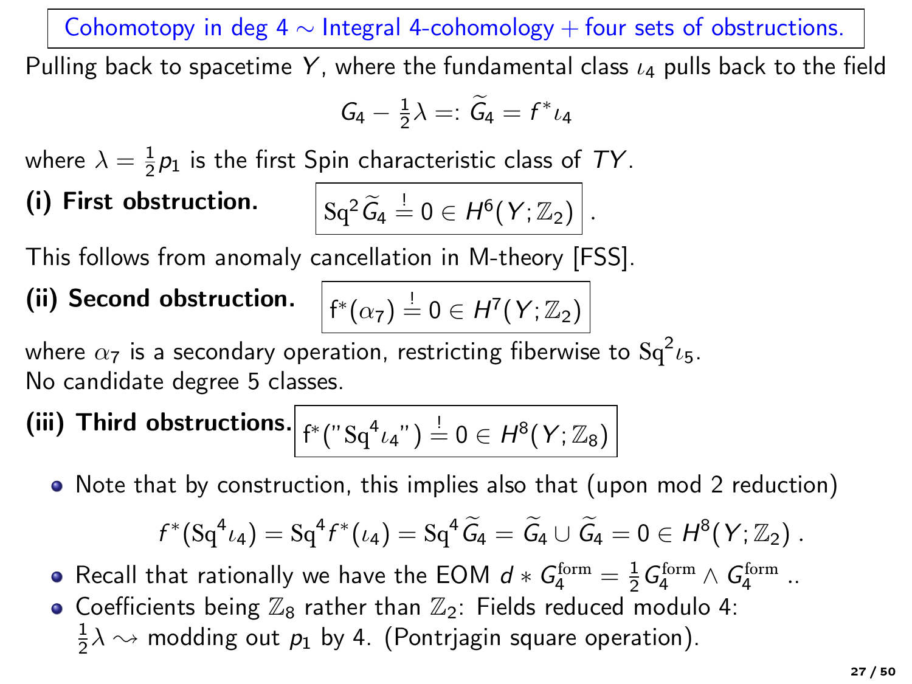## Cohomotopy in deg 4 $\sim$ Integral 4-cohomology + four sets of obstructions.

Pulling back to spacetime $Y$, where the fundamental class $\iota_4$ pulls back to the field

$$G_4 - \tfrac{1}{2}\lambda =: \widetilde{G}_4 = f^*\iota_4$$

where $\lambda = \frac{1}{2}p_1$ is the first Spin characteristic class of $TY$.

**(i) First obstruction.** $\quad \boxed{\mathrm{Sq}^2 \widetilde{G}_4 \overset{!}{=} 0 \in H^6(Y;\mathbb{Z}_2)}$ .

This follows from anomaly cancellation in M-theory [FSS].

**(ii) Second obstruction.** $\quad \boxed{\mathsf{f}^*(\alpha_7) \overset{!}{=} 0 \in H^7(Y;\mathbb{Z}_2)}$

where $\alpha_7$ is a secondary operation, restricting fiberwise to $\mathrm{Sq}^2\iota_5$.
No candidate degree 5 classes.

**(iii) Third obstructions.** $\quad \boxed{\mathsf{f}^*(\text{"}\mathrm{Sq}^4\iota_4\text{"}) \overset{!}{=} 0 \in H^8(Y;\mathbb{Z}_8)}$

- Note that by construction, this implies also that (upon mod 2 reduction)

$$f^*(\mathrm{Sq}^4\iota_4) = \mathrm{Sq}^4 f^*(\iota_4) = \mathrm{Sq}^4 \widetilde{G}_4 = \widetilde{G}_4 \cup \widetilde{G}_4 = 0 \in H^8(Y;\mathbb{Z}_2)\,.$$

- Recall that rationally we have the EOM $d * G_4^{\mathrm{form}} = \frac{1}{2} G_4^{\mathrm{form}} \wedge G_4^{\mathrm{form}}$ ..
- Coefficients being $\mathbb{Z}_8$ rather than $\mathbb{Z}_2$: Fields reduced modulo 4: $\frac{1}{2}\lambda \rightsquigarrow$ modding out $p_1$ by 4. (Pontrjagin square operation).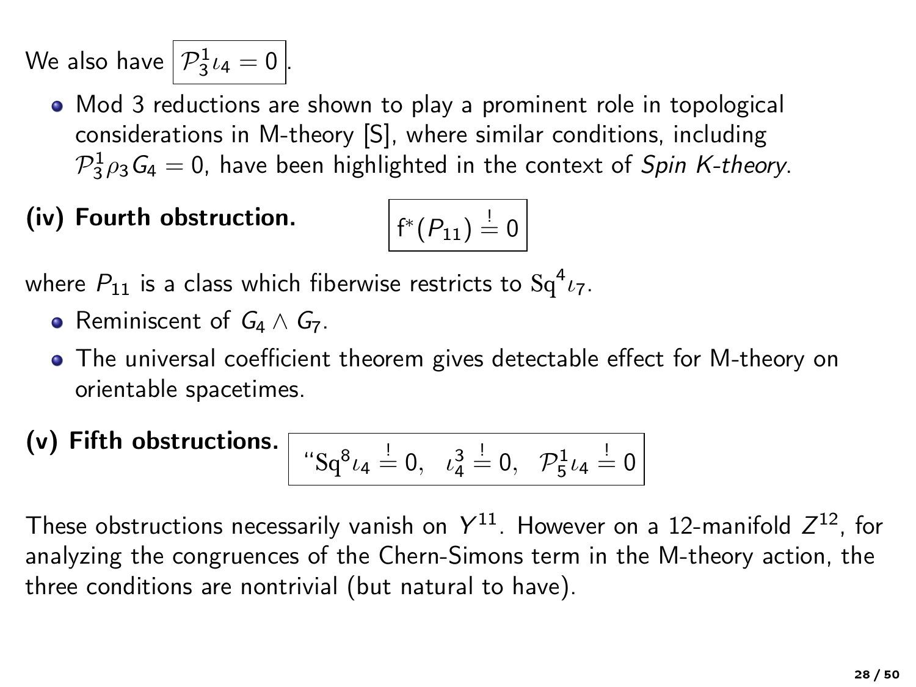We also have $\boxed{\mathcal{P}_3^1 \iota_4 = 0}$.

- Mod 3 reductions are shown to play a prominent role in topological considerations in M-theory [S], where similar conditions, including $\mathcal{P}_3^1 \rho_3 G_4 = 0$, have been highlighted in the context of *Spin K-theory*.

**(iv) Fourth obstruction.**

$$\boxed{\mathrm{f}^*(P_{11}) \overset{!}{=} 0}$$

where $P_{11}$ is a class which fiberwise restricts to $\mathrm{Sq}^4 \iota_7$.

- Reminiscent of $G_4 \wedge G_7$.
- The universal coefficient theorem gives detectable effect for M-theory on orientable spacetimes.

**(v) Fifth obstructions.**

$$\boxed{\text{“}\mathrm{Sq}^8 \iota_4 \overset{!}{=} 0, \quad \iota_4^3 \overset{!}{=} 0, \quad \mathcal{P}_5^1 \iota_4 \overset{!}{=} 0}$$

These obstructions necessarily vanish on $Y^{11}$. However on a 12-manifold $Z^{12}$, for analyzing the congruences of the Chern-Simons term in the M-theory action, the three conditions are nontrivial (but natural to have).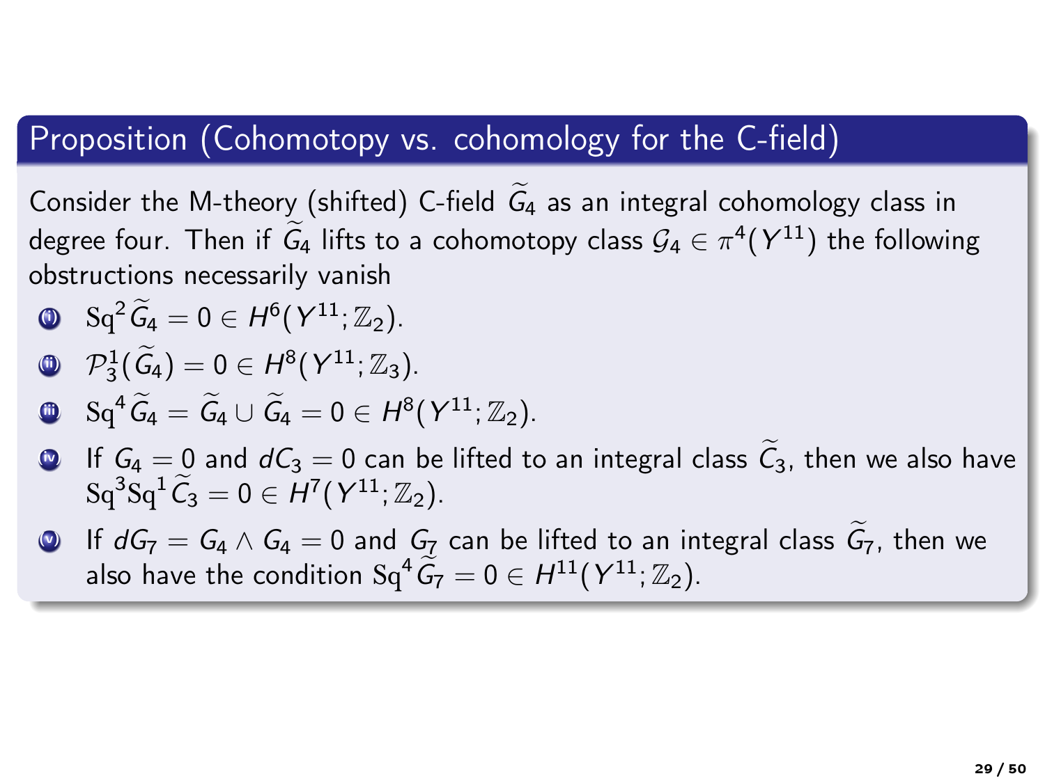## Proposition (Cohomotopy vs. cohomology for the C-field)

Consider the M-theory (shifted) C-field $\widetilde{G}_4$ as an integral cohomology class in degree four. Then if $\widetilde{G}_4$ lifts to a cohomotopy class $\mathcal{G}_4 \in \pi^4(Y^{11})$ the following obstructions necessarily vanish

1. $\mathrm{Sq}^2 \widetilde{G}_4 = 0 \in H^6(Y^{11}; \mathbb{Z}_2)$.
2. $\mathcal{P}^1_3(\widetilde{G}_4) = 0 \in H^8(Y^{11}; \mathbb{Z}_3)$.
3. $\mathrm{Sq}^4 \widetilde{G}_4 = \widetilde{G}_4 \cup \widetilde{G}_4 = 0 \in H^8(Y^{11}; \mathbb{Z}_2)$.
4. If $G_4 = 0$ and $dC_3 = 0$ can be lifted to an integral class $\widetilde{C}_3$, then we also have $\mathrm{Sq}^3 \mathrm{Sq}^1 \widetilde{C}_3 = 0 \in H^7(Y^{11}; \mathbb{Z}_2)$.
5. If $dG_7 = G_4 \wedge G_4 = 0$ and $G_7$ can be lifted to an integral class $\widetilde{G}_7$, then we also have the condition $\mathrm{Sq}^4 \widetilde{G}_7 = 0 \in H^{11}(Y^{11}; \mathbb{Z}_2)$.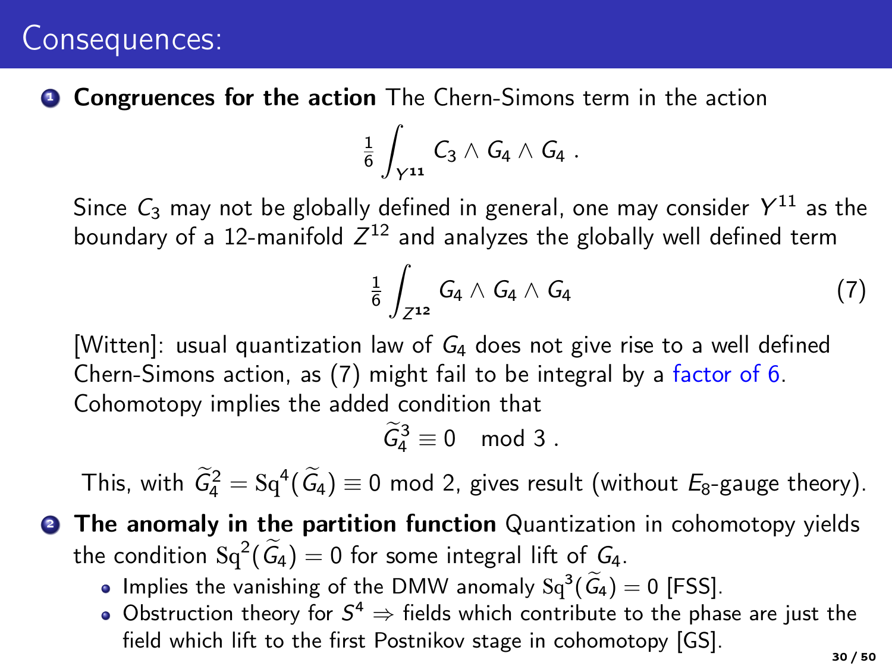# Consequences:

1. **Congruences for the action** The Chern-Simons term in the action

$$\frac{1}{6}\int_{Y^{11}} C_3 \wedge G_4 \wedge G_4 \ .$$

Since $C_3$ may not be globally defined in general, one may consider $Y^{11}$ as the boundary of a 12-manifold $Z^{12}$ and analyzes the globally well defined term

$$\frac{1}{6}\int_{Z^{12}} G_4 \wedge G_4 \wedge G_4 \tag{7}$$

[Witten]: usual quantization law of $G_4$ does not give rise to a well defined Chern-Simons action, as (7) might fail to be integral by a factor of 6. Cohomotopy implies the added condition that

$$\widetilde{G}_4^3 \equiv 0 \mod 3 \ .$$

This, with $\widetilde{G}_4^2 = \mathrm{Sq}^4(\widetilde{G}_4) \equiv 0 \bmod 2$, gives result (without $E_8$-gauge theory).

2. **The anomaly in the partition function** Quantization in cohomotopy yields the condition $\mathrm{Sq}^2(\widetilde{G}_4) = 0$ for some integral lift of $G_4$.
   - Implies the vanishing of the DMW anomaly $\mathrm{Sq}^3(\widetilde{G}_4) = 0$ [FSS].
   - Obstruction theory for $S^4 \Rightarrow$ fields which contribute to the phase are just the field which lift to the first Postnikov stage in cohomotopy [GS].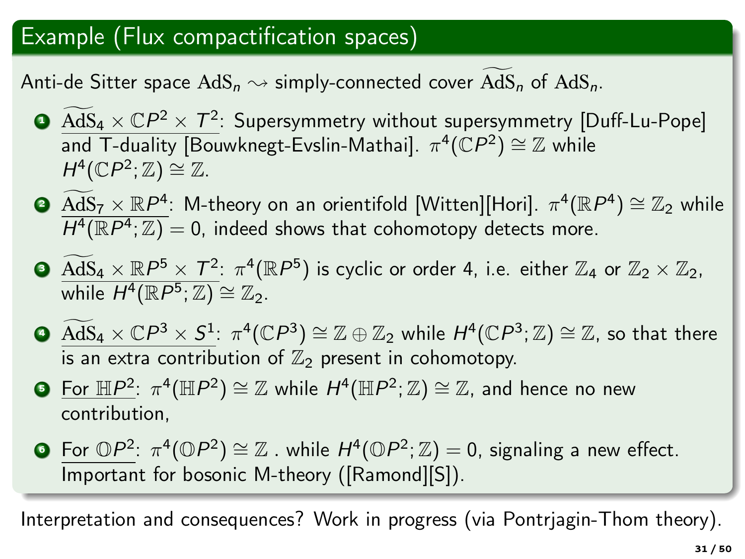## Example (Flux compactification spaces)

Anti-de Sitter space $\mathrm{AdS}_n \rightsquigarrow$ simply-connected cover $\widetilde{\mathrm{AdS}}_n$ of $\mathrm{AdS}_n$.

1. $\widetilde{\mathrm{AdS}}_4 \times \mathbb{C}P^2 \times T^2$: Supersymmetry without supersymmetry [Duff-Lu-Pope] and T-duality [Bouwknegt-Evslin-Mathai]. $\pi^4(\mathbb{C}P^2) \cong \mathbb{Z}$ while $H^4(\mathbb{C}P^2; \mathbb{Z}) \cong \mathbb{Z}$.
2. $\widetilde{\mathrm{AdS}}_7 \times \mathbb{R}P^4$: M-theory on an orientifold [Witten][Hori]. $\pi^4(\mathbb{R}P^4) \cong \mathbb{Z}_2$ while $H^4(\mathbb{R}P^4; \mathbb{Z}) = 0$, indeed shows that cohomotopy detects more.
3. $\widetilde{\mathrm{AdS}}_4 \times \mathbb{R}P^5 \times T^2$: $\pi^4(\mathbb{R}P^5)$ is cyclic or order 4, i.e. either $\mathbb{Z}_4$ or $\mathbb{Z}_2 \times \mathbb{Z}_2$, while $H^4(\mathbb{R}P^5; \mathbb{Z}) \cong \mathbb{Z}_2$.
4. $\widetilde{\mathrm{AdS}}_4 \times \mathbb{C}P^3 \times S^1$: $\pi^4(\mathbb{C}P^3) \cong \mathbb{Z} \oplus \mathbb{Z}_2$ while $H^4(\mathbb{C}P^3; \mathbb{Z}) \cong \mathbb{Z}$, so that there is an extra contribution of $\mathbb{Z}_2$ present in cohomotopy.
5. For $\mathbb{H}P^2$: $\pi^4(\mathbb{H}P^2) \cong \mathbb{Z}$ while $H^4(\mathbb{H}P^2; \mathbb{Z}) \cong \mathbb{Z}$, and hence no new contribution,
6. For $\mathbb{O}P^2$: $\pi^4(\mathbb{O}P^2) \cong \mathbb{Z}$ . while $H^4(\mathbb{O}P^2; \mathbb{Z}) = 0$, signaling a new effect. Important for bosonic M-theory ([Ramond][S]).

Interpretation and consequences? Work in progress (via Pontrjagin-Thom theory).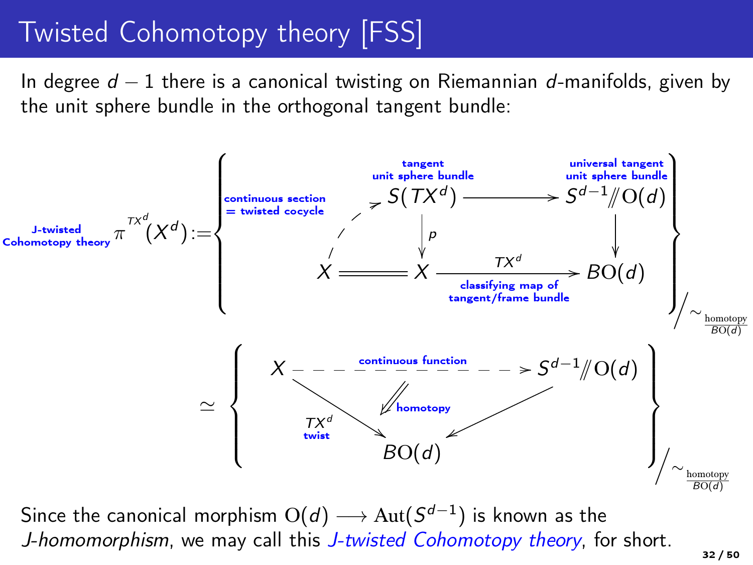# Twisted Cohomotopy theory [FSS]

In degree $d-1$ there is a canonical twisting on Riemannian $d$-manifolds, given by the unit sphere bundle in the orthogonal tangent bundle:

$$
\underset{\text{Cohomotopy theory}}{\overset{\text{J-twisted}}{}}\ \pi^{TX^d}(X^d) := \left\{ \begin{array}{ccccc}
 & & \overset{\text{tangent unit sphere bundle}}{S(TX^d)} & \longrightarrow & \overset{\text{universal tangent unit sphere bundle}}{S^{d-1} /\!\!/ \mathrm{O}(d)} \\
 & \overset{\text{continuous section = twisted cocycle}}{\nearrow} & \Big\downarrow p & & \Big\downarrow \\
X & = & X & \underset{\text{classifying map of tangent/frame bundle}}{\xrightarrow{\quad TX^d \quad}} & B\mathrm{O}(d)
\end{array} \right\} \Big/ \sim_{\frac{\text{homotopy}}{B\mathrm{O}(d)}}
$$

$$
\simeq \left\{ \begin{array}{ccc}
X & \overset{\text{continuous function}}{\dashrightarrow} & S^{d-1} /\!\!/ \mathrm{O}(d) \\
 & \Downarrow \text{homotopy} & \\
\underset{\text{twist}}{TX^d} \searrow & B\mathrm{O}(d) & \swarrow
\end{array} \right\} \Big/ \sim_{\frac{\text{homotopy}}{B\mathrm{O}(d)}}
$$

Since the canonical morphism $\mathrm{O}(d) \longrightarrow \mathrm{Aut}(S^{d-1})$ is known as the *J-homomorphism*, we may call this *J-twisted Cohomotopy theory*, for short.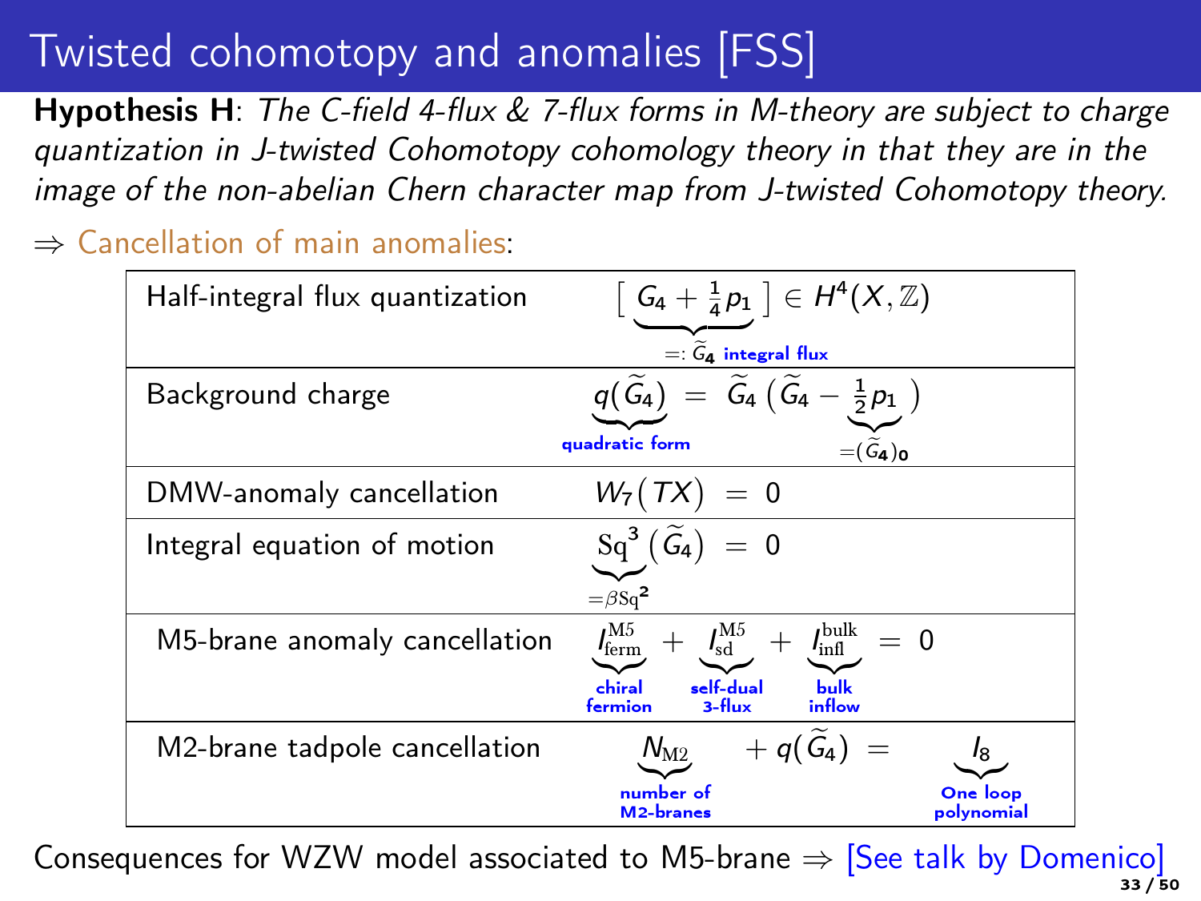# Twisted cohomotopy and anomalies [FSS]

**Hypothesis H**: *The C-field 4-flux & 7-flux forms in M-theory are subject to charge quantization in J-twisted Cohomotopy cohomology theory in that they are in the image of the non-abelian Chern character map from J-twisted Cohomotopy theory.*

⇒ Cancellation of main anomalies:

| | |
|---|---|
| Half-integral flux quantization | $\big[\, \underbrace{G_4 + \tfrac{1}{4}p_1}_{=:\, \widetilde{G}_4 \text{ integral flux}} \,\big] \in H^4(X, \mathbb{Z})$ |
| Background charge | $\underbrace{q(\widetilde{G}_4)}_{\text{quadratic form}} \;=\; \widetilde{G}_4\big(\widetilde{G}_4 - \underbrace{\tfrac{1}{2}p_1}_{=(\widetilde{G}_4)_0}\big)$ |
| DMW-anomaly cancellation | $W_7\big(TX\big) \;=\; 0$ |
| Integral equation of motion | $\underbrace{\mathrm{Sq}^3}_{=\beta\mathrm{Sq}^2}\big(\widetilde{G}_4\big) \;=\; 0$ |
| M5-brane anomaly cancellation | $\underbrace{I^{\mathrm{M5}}_{\mathrm{ferm}}}_{\text{chiral fermion}} + \underbrace{I^{\mathrm{M5}}_{\mathrm{sd}}}_{\text{self-dual 3-flux}} + \underbrace{I^{\mathrm{bulk}}_{\mathrm{infl}}}_{\text{bulk inflow}} \;=\; 0$ |
| M2-brane tadpole cancellation | $\underbrace{N_{\mathrm{M2}}}_{\text{number of M2-branes}} + q(\widetilde{G}_4) \;=\; \underbrace{I_8}_{\text{One loop polynomial}}$ |

Consequences for WZW model associated to M5-brane ⇒ [See talk by Domenico]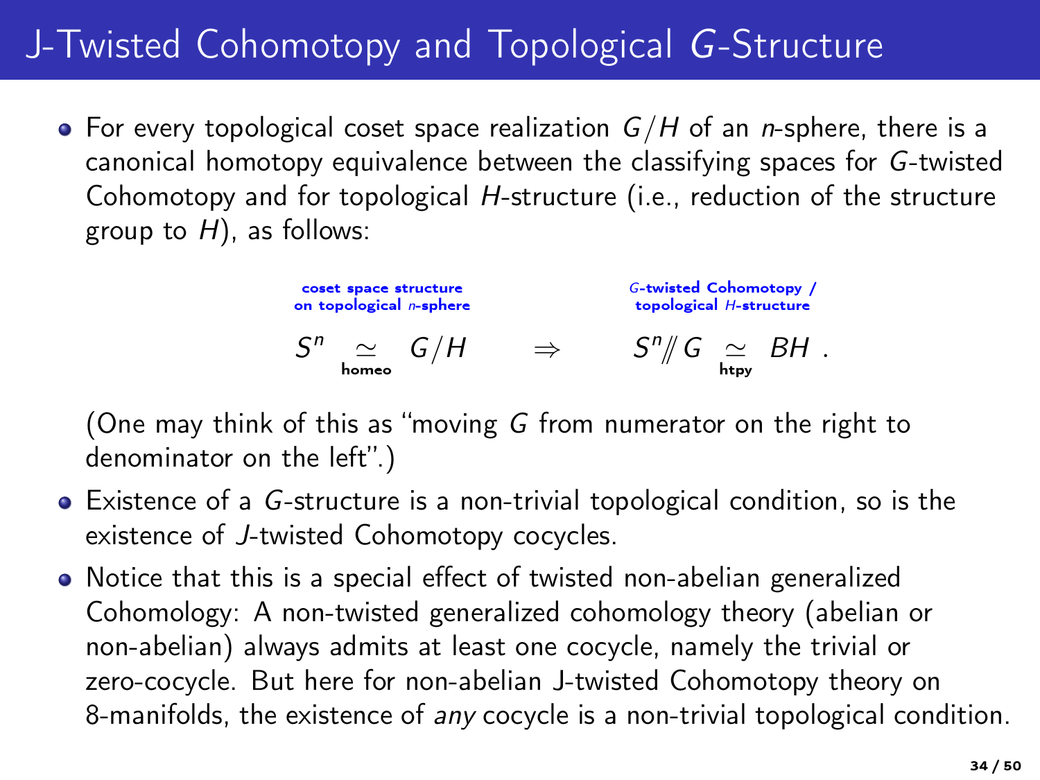# J-Twisted Cohomotopy and Topological $G$-Structure

- For every topological coset space realization $G/H$ of an $n$-sphere, there is a canonical homotopy equivalence between the classifying spaces for $G$-twisted Cohomotopy and for topological $H$-structure (i.e., reduction of the structure group to $H$), as follows:

$$\underbrace{S^n \underset{\text{homeo}}{\simeq} G/H}_{\text{coset space structure on topological } n\text{-sphere}} \quad \Rightarrow \quad \underbrace{S^n /\!\!/ G \underset{\text{htpy}}{\simeq} BH}_{G\text{-twisted Cohomotopy / topological } H\text{-structure}} .$$

  (One may think of this as "moving $G$ from numerator on the right to denominator on the left".)

- Existence of a $G$-structure is a non-trivial topological condition, so is the existence of $J$-twisted Cohomotopy cocycles.
- Notice that this is a special effect of twisted non-abelian generalized Cohomology: A non-twisted generalized cohomology theory (abelian or non-abelian) always admits at least one cocycle, namely the trivial or zero-cocycle. But here for non-abelian J-twisted Cohomotopy theory on 8-manifolds, the existence of *any* cocycle is a non-trivial topological condition.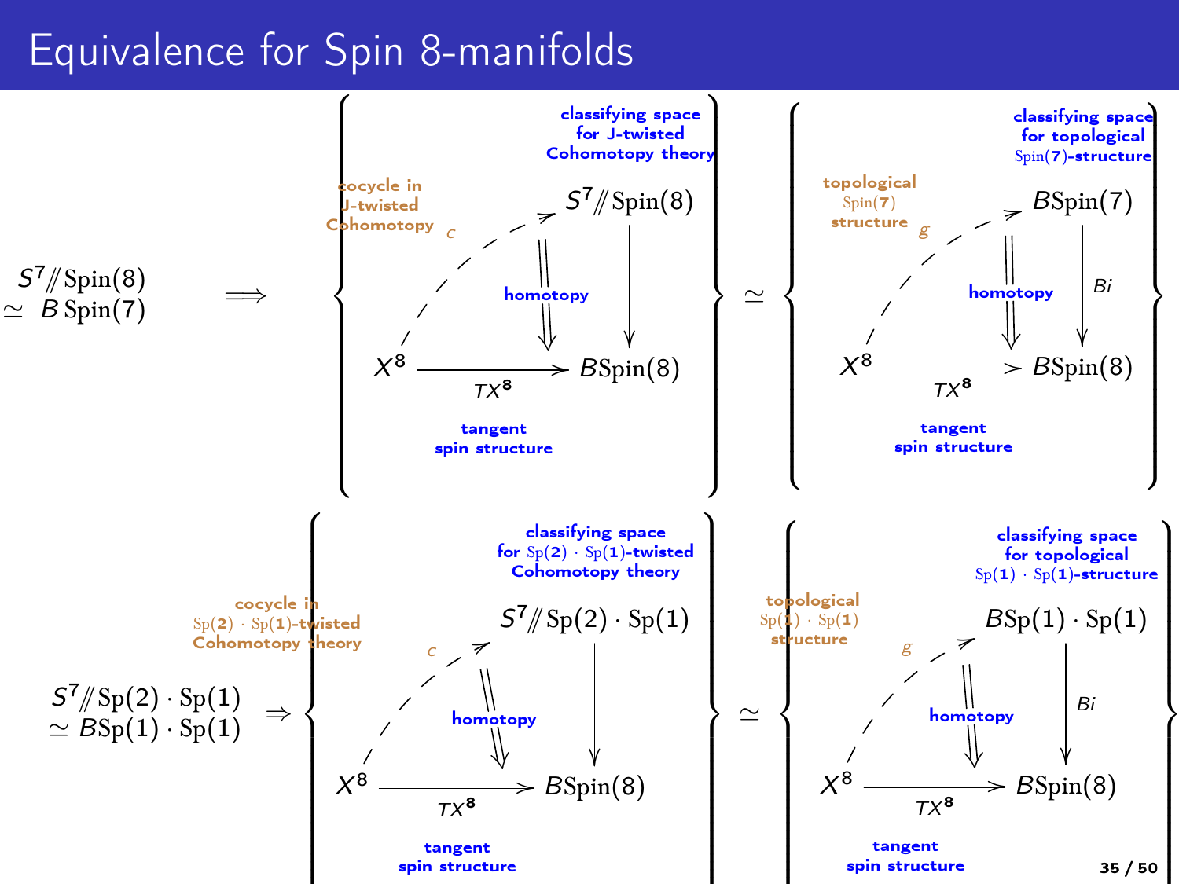# Equivalence for Spin 8-manifolds

$$S^7/\!\!/\mathrm{Spin}(8) \simeq B\,\mathrm{Spin}(7) \quad \Longrightarrow \quad \left\{ \begin{array}{c} X^8 \overset{c}{\dashrightarrow} S^7/\!\!/\mathrm{Spin}(8) \\ \text{homotopy} \Downarrow \qquad \downarrow \\ X^8 \xrightarrow{TX^8} B\mathrm{Spin}(8) \end{array} \right\} \simeq \left\{ \begin{array}{c} X^8 \overset{g}{\dashrightarrow} B\mathrm{Spin}(7) \\ \text{homotopy} \Downarrow \qquad \downarrow Bi \\ X^8 \xrightarrow{TX^8} B\mathrm{Spin}(8) \end{array} \right\}$$

- $c$: **cocycle in J-twisted Cohomotopy**
- $S^7/\!\!/\mathrm{Spin}(8)$: **classifying space for J-twisted Cohomotopy theory**
- $g$: **topological $\mathrm{Spin}(7)$ structure**
- $B\mathrm{Spin}(7)$: **classifying space for topological $\mathrm{Spin}(7)$-structure**
- $TX^8$: **tangent spin structure**

$$S^7/\!\!/\mathrm{Sp}(2)\cdot\mathrm{Sp}(1) \simeq B\mathrm{Sp}(1)\cdot\mathrm{Sp}(1) \quad \Rightarrow \quad \left\{ \begin{array}{c} X^8 \overset{c}{\dashrightarrow} S^7/\!\!/\mathrm{Sp}(2)\cdot\mathrm{Sp}(1) \\ \text{homotopy} \Downarrow \qquad \downarrow \\ X^8 \xrightarrow{TX^8} B\mathrm{Spin}(8) \end{array} \right\} \simeq \left\{ \begin{array}{c} X^8 \overset{g}{\dashrightarrow} B\mathrm{Sp}(1)\cdot\mathrm{Sp}(1) \\ \text{homotopy} \Downarrow \qquad \downarrow Bi \\ X^8 \xrightarrow{TX^8} B\mathrm{Spin}(8) \end{array} \right\}$$

- $c$: **cocycle in $\mathrm{Sp}(2)\cdot\mathrm{Sp}(1)$-twisted Cohomotopy theory**
- $S^7/\!\!/\mathrm{Sp}(2)\cdot\mathrm{Sp}(1)$: **classifying space for $\mathrm{Sp}(2)\cdot\mathrm{Sp}(1)$-twisted Cohomotopy theory**
- $g$: **topological $\mathrm{Sp}(1)\cdot\mathrm{Sp}(1)$ structure**
- $B\mathrm{Sp}(1)\cdot\mathrm{Sp}(1)$: **classifying space for topological $\mathrm{Sp}(1)\cdot\mathrm{Sp}(1)$-structure**
- $TX^8$: **tangent spin structure**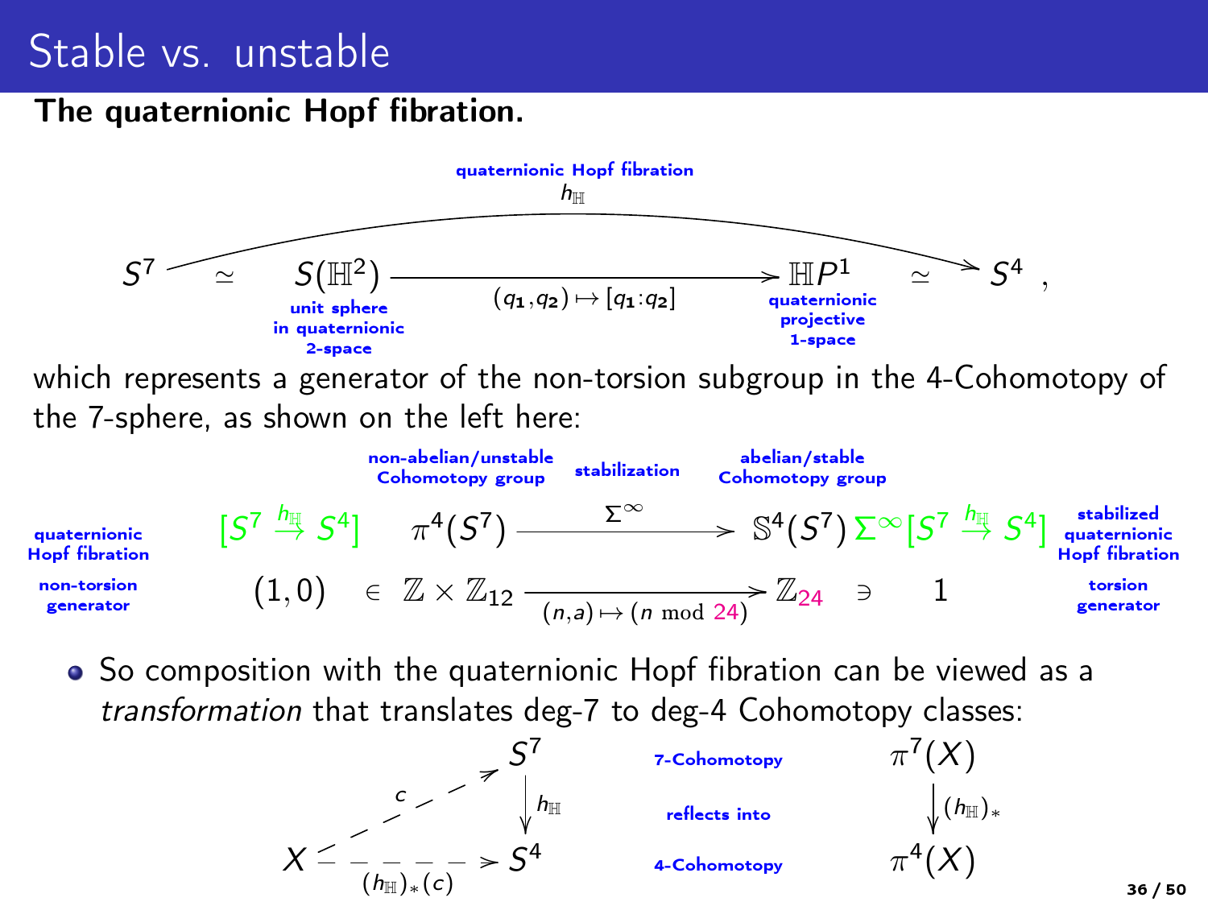# Stable vs. unstable

**The quaternionic Hopf fibration.**

$$
S^7 \simeq \underset{\substack{\text{unit sphere} \\ \text{in quaternionic} \\ \text{2-space}}}{S(\mathbb{H}^2)} \xrightarrow{(q_1, q_2) \mapsto [q_1 : q_2]} \underset{\substack{\text{quaternionic} \\ \text{projective} \\ \text{1-space}}}{\mathbb{H}P^1} \simeq S^4 \,,
$$

with the composite $S^7 \to S^4$ being the **quaternionic Hopf fibration** $h_{\mathbb{H}}$,

which represents a generator of the non-torsion subgroup in the 4-Cohomotopy of the 7-sphere, as shown on the left here:

| | | non-abelian/unstable Cohomotopy group | stabilization | abelian/stable Cohomotopy group | | |
|---|---|---|---|---|---|---|
| quaternionic Hopf fibration | $[S^7 \overset{h_{\mathbb{H}}}{\to} S^4]$ | $\pi^4(S^7)$ | $\xrightarrow{\Sigma^\infty}$ | $\mathbb{S}^4(S^7)$ | $\Sigma^\infty[S^7 \overset{h_{\mathbb{H}}}{\to} S^4]$ | stabilized quaternionic Hopf fibration |
| non-torsion generator | $(1,0) \in$ | $\mathbb{Z} \times \mathbb{Z}_{12}$ | $\xrightarrow{(n,a) \mapsto (n \bmod 24)}$ | $\mathbb{Z}_{24}$ | $\ni 1$ | torsion generator |

- So composition with the quaternionic Hopf fibration can be viewed as a *transformation* that translates deg-7 to deg-4 Cohomotopy classes:

$$
\begin{array}{ccc}
 & & S^7 \\
 & {\overset{c}{\nearrow}} & \downarrow h_{\mathbb{H}} \\
X & \xrightarrow{(h_{\mathbb{H}})_*(c)} & S^4
\end{array}
\qquad
\begin{array}{c}
\text{7-Cohomotopy} \\
\text{reflects into} \\
\text{4-Cohomotopy}
\end{array}
\qquad
\begin{array}{c}
\pi^7(X) \\
\downarrow (h_{\mathbb{H}})_* \\
\pi^4(X)
\end{array}
$$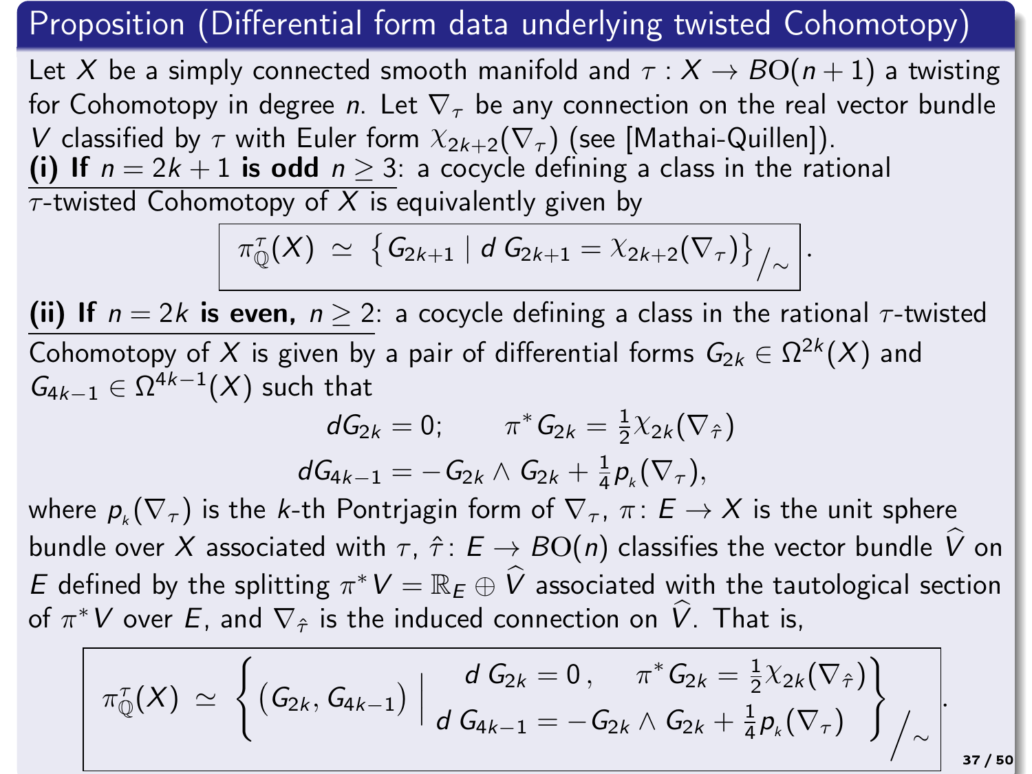## Proposition (Differential form data underlying twisted Cohomotopy)

Let $X$ be a simply connected smooth manifold and $\tau : X \to BO(n+1)$ a twisting for Cohomotopy in degree $n$. Let $\nabla_\tau$ be any connection on the real vector bundle $V$ classified by $\tau$ with Euler form $\chi_{2k+2}(\nabla_\tau)$ (see [Mathai-Quillen]).

**(i) If $n = 2k+1$ is odd $n \geq 3$**: a cocycle defining a class in the rational $\tau$-twisted Cohomotopy of $X$ is equivalently given by

$$\pi^\tau_{\mathbb{Q}}(X) \simeq \left\{ G_{2k+1} \mid d\, G_{2k+1} = \chi_{2k+2}(\nabla_\tau) \right\}_{/\sim}.$$

**(ii) If $n = 2k$ is even, $n \geq 2$**: a cocycle defining a class in the rational $\tau$-twisted Cohomotopy of $X$ is given by a pair of differential forms $G_{2k} \in \Omega^{2k}(X)$ and $G_{4k-1} \in \Omega^{4k-1}(X)$ such that

$$dG_{2k} = 0; \qquad \pi^* G_{2k} = \tfrac{1}{2}\chi_{2k}(\nabla_{\hat{\tau}})$$
$$dG_{4k-1} = -G_{2k} \wedge G_{2k} + \tfrac{1}{4} p_k(\nabla_\tau),$$

where $p_k(\nabla_\tau)$ is the $k$-th Pontrjagin form of $\nabla_\tau$, $\pi\colon E \to X$ is the unit sphere bundle over $X$ associated with $\tau$, $\hat{\tau}\colon E \to BO(n)$ classifies the vector bundle $\widehat{V}$ on $E$ defined by the splitting $\pi^* V = \mathbb{R}_E \oplus \widehat{V}$ associated with the tautological section of $\pi^* V$ over $E$, and $\nabla_{\hat{\tau}}$ is the induced connection on $\widehat{V}$. That is,

$$\pi^\tau_{\mathbb{Q}}(X) \simeq \left\{ (G_{2k}, G_{4k-1}) \;\middle|\; \begin{array}{c} d\, G_{2k} = 0\,, \quad \pi^* G_{2k} = \tfrac{1}{2}\chi_{2k}(\nabla_{\hat{\tau}}) \\ d\, G_{4k-1} = -G_{2k} \wedge G_{2k} + \tfrac{1}{4} p_k(\nabla_\tau) \end{array} \right\}_{/\sim}.$$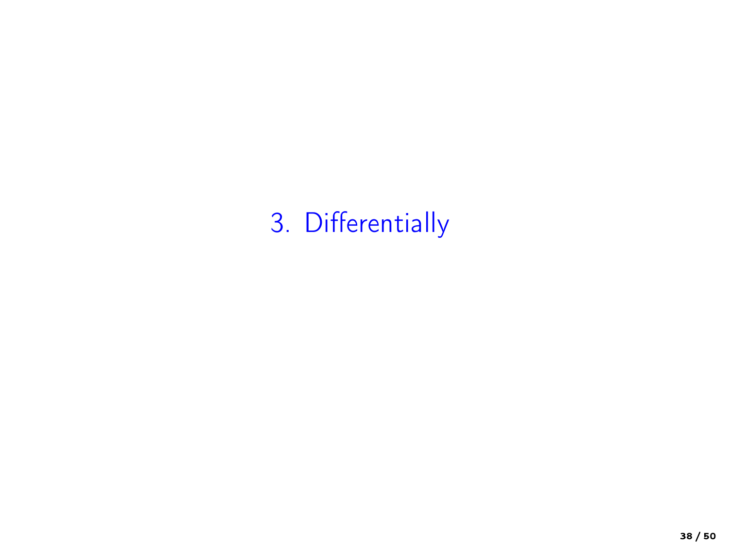# 3. Differentially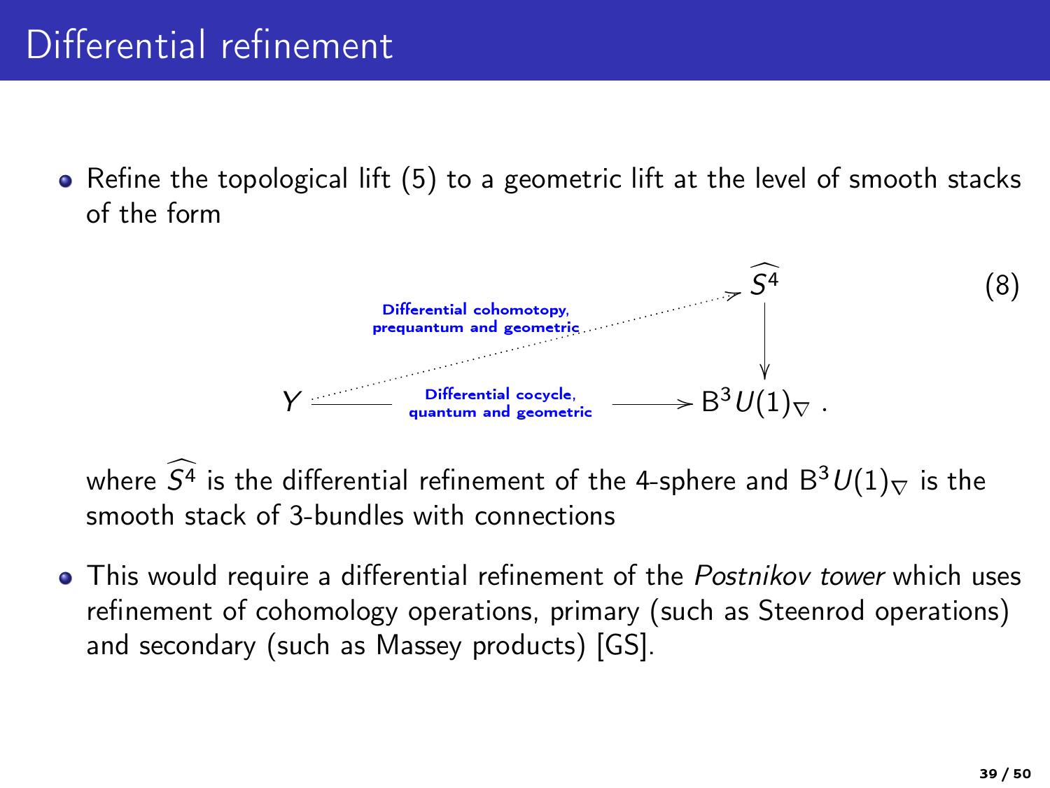# Differential refinement

- Refine the topological lift (5) to a geometric lift at the level of smooth stacks of the form

$$
\begin{array}{ccc}
 & & \widehat{S^4} \\
 & \overset{\text{Differential cohomotopy, prequantum and geometric}}{\nearrow} & \downarrow \\
Y & \xrightarrow{\text{Differential cocycle, quantum and geometric}} & \mathrm{B}^3 U(1)_\nabla \,.
\end{array}
\tag{8}
$$

  where $\widehat{S^4}$ is the differential refinement of the 4-sphere and $\mathrm{B}^3 U(1)_\nabla$ is the smooth stack of 3-bundles with connections

- This would require a differential refinement of the *Postnikov tower* which uses refinement of cohomology operations, primary (such as Steenrod operations) and secondary (such as Massey products) [GS].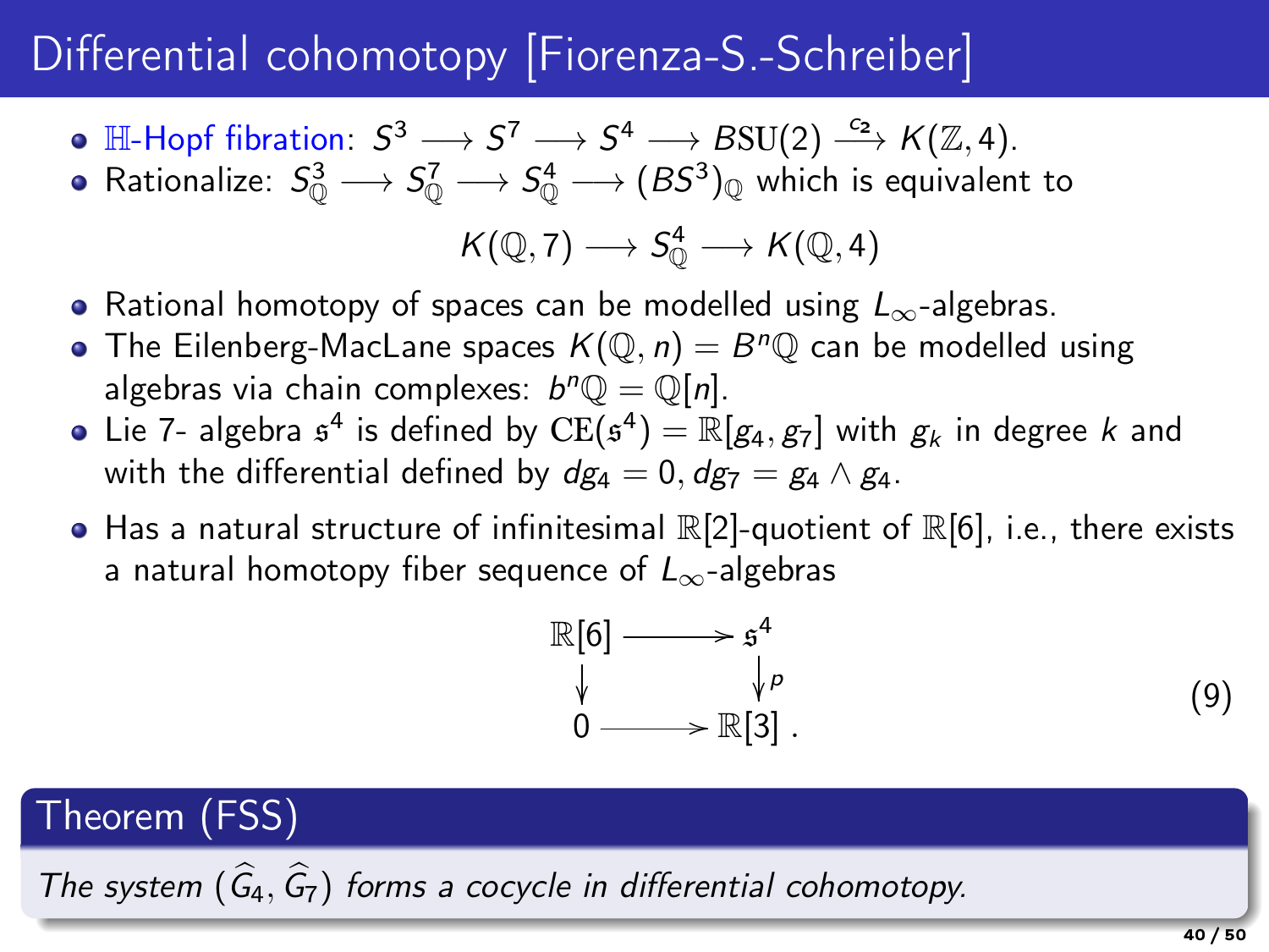# Differential cohomotopy [Fiorenza-S.-Schreiber]

- $\mathbb{H}$-Hopf fibration: $S^3 \longrightarrow S^7 \longrightarrow S^4 \longrightarrow B\mathrm{SU}(2) \xrightarrow{c_2} K(\mathbb{Z}, 4)$.
- Rationalize: $S^3_{\mathbb{Q}} \longrightarrow S^7_{\mathbb{Q}} \longrightarrow S^4_{\mathbb{Q}} \longrightarrow (BS^3)_{\mathbb{Q}}$ which is equivalent to

$$K(\mathbb{Q}, 7) \longrightarrow S^4_{\mathbb{Q}} \longrightarrow K(\mathbb{Q}, 4)$$

- Rational homotopy of spaces can be modelled using $L_\infty$-algebras.
- The Eilenberg-MacLane spaces $K(\mathbb{Q}, n) = B^n\mathbb{Q}$ can be modelled using algebras via chain complexes: $b^n\mathbb{Q} = \mathbb{Q}[n]$.
- Lie 7- algebra $\mathfrak{s}^4$ is defined by $\mathrm{CE}(\mathfrak{s}^4) = \mathbb{R}[g_4, g_7]$ with $g_k$ in degree $k$ and with the differential defined by $dg_4 = 0, dg_7 = g_4 \wedge g_4$.
- Has a natural structure of infinitesimal $\mathbb{R}[2]$-quotient of $\mathbb{R}[6]$, i.e., there exists a natural homotopy fiber sequence of $L_\infty$-algebras

$$\begin{array}{ccc} \mathbb{R}[6] & \longrightarrow & \mathfrak{s}^4 \\ \downarrow & & \downarrow p \\ 0 & \longrightarrow & \mathbb{R}[3] \,. \end{array} \tag{9}$$

**Theorem (FSS)**

*The system $(\widehat{G}_4, \widehat{G}_7)$ forms a cocycle in differential cohomotopy.*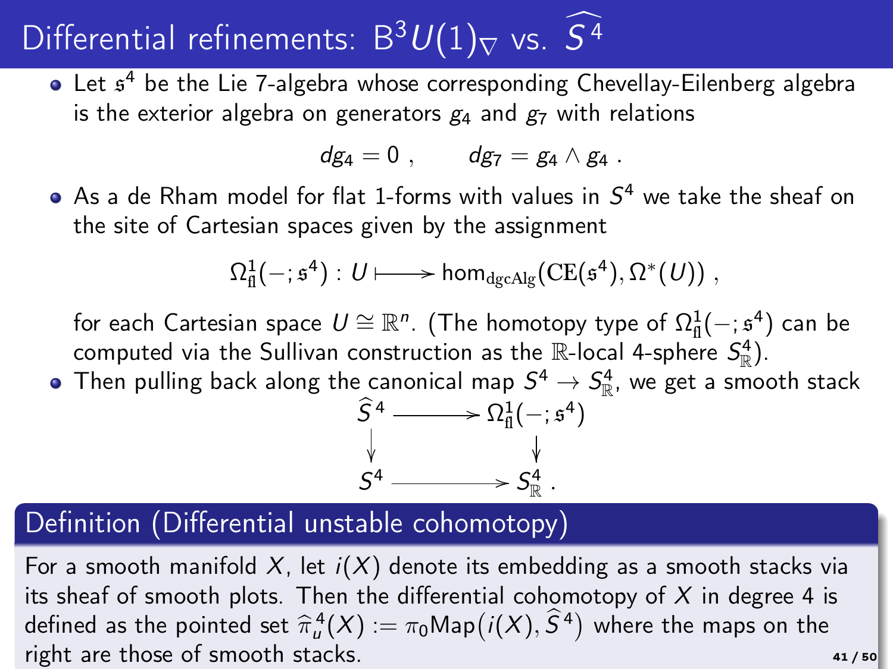# Differential refinements: $\mathrm{B}^3U(1)_\nabla$ vs. $\widehat{S}^4$

- Let $\mathfrak{s}^4$ be the Lie 7-algebra whose corresponding Chevellay-Eilenberg algebra is the exterior algebra on generators $g_4$ and $g_7$ with relations

$$dg_4 = 0 \ , \qquad dg_7 = g_4 \wedge g_4 \ .$$

- As a de Rham model for flat 1-forms with values in $S^4$ we take the sheaf on the site of Cartesian spaces given by the assignment

$$\Omega^1_{\mathrm{fl}}(-;\mathfrak{s}^4) : U \longmapsto \hom_{\mathrm{dgcAlg}}(\mathrm{CE}(\mathfrak{s}^4), \Omega^*(U)) \ ,$$

  for each Cartesian space $U \cong \mathbb{R}^n$. (The homotopy type of $\Omega^1_{\mathrm{fl}}(-;\mathfrak{s}^4)$ can be computed via the Sullivan construction as the $\mathbb{R}$-local 4-sphere $S^4_{\mathbb{R}}$).

- Then pulling back along the canonical map $S^4 \to S^4_{\mathbb{R}}$, we get a smooth stack

$$\begin{array}{ccc} \widehat{S}^4 & \longrightarrow & \Omega^1_{\mathrm{fl}}(-;\mathfrak{s}^4) \\ \downarrow & & \downarrow \\ S^4 & \longrightarrow & S^4_{\mathbb{R}} \ . \end{array}$$

## Definition (Differential unstable cohomotopy)

For a smooth manifold $X$, let $i(X)$ denote its embedding as a smooth stacks via its sheaf of smooth plots. Then the differential cohomotopy of $X$ in degree 4 is defined as the pointed set $\widehat{\pi}^4_u(X) := \pi_0 \mathrm{Map}\big(i(X), \widehat{S}^4\big)$ where the maps on the right are those of smooth stacks.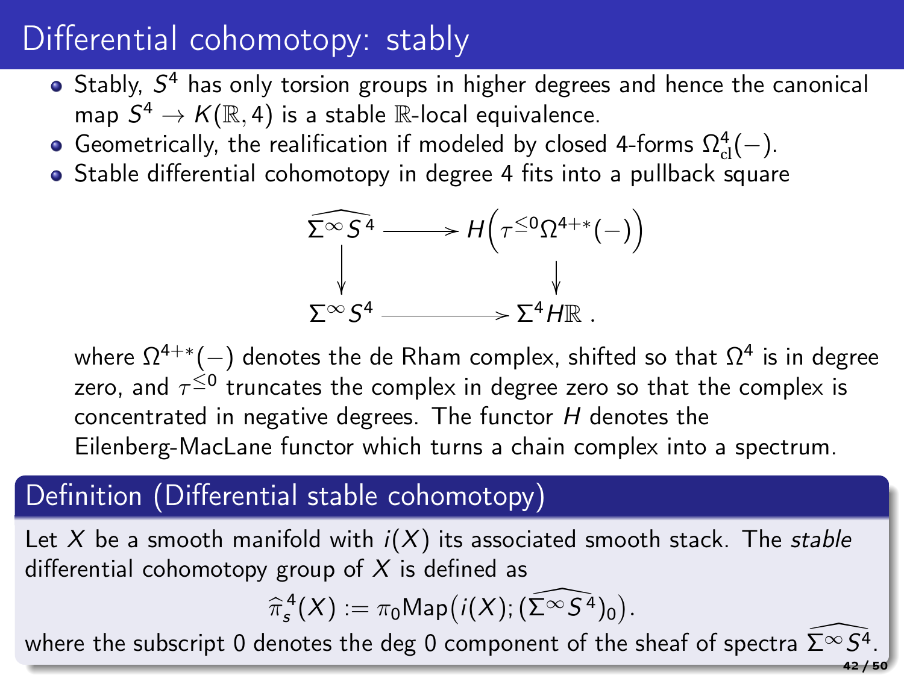# Differential cohomotopy: stably

- Stably, $S^4$ has only torsion groups in higher degrees and hence the canonical map $S^4 \to K(\mathbb{R}, 4)$ is a stable $\mathbb{R}$-local equivalence.
- Geometrically, the realification if modeled by closed 4-forms $\Omega^4_{\mathrm{cl}}(-)$.
- Stable differential cohomotopy in degree 4 fits into a pullback square

$$
\begin{array}{ccc}
\widehat{\Sigma^\infty S^4} & \longrightarrow & H\Big(\tau^{\leq 0}\Omega^{4+*}(-)\Big) \\
\Big\downarrow & & \Big\downarrow \\
\Sigma^\infty S^4 & \longrightarrow & \Sigma^4 H\mathbb{R}\,.
\end{array}
$$

where $\Omega^{4+*}(-)$ denotes the de Rham complex, shifted so that $\Omega^4$ is in degree zero, and $\tau^{\leq 0}$ truncates the complex in degree zero so that the complex is concentrated in negative degrees. The functor $H$ denotes the Eilenberg-MacLane functor which turns a chain complex into a spectrum.

## Definition (Differential stable cohomotopy)

Let $X$ be a smooth manifold with $i(X)$ its associated smooth stack. The *stable* differential cohomotopy group of $X$ is defined as

$$\widehat{\pi}_s^4(X) := \pi_0 \mathrm{Map}\big(i(X); (\widehat{\Sigma^\infty S^4})_0\big).$$

where the subscript 0 denotes the deg 0 component of the sheaf of spectra $\widehat{\Sigma^\infty S^4}$.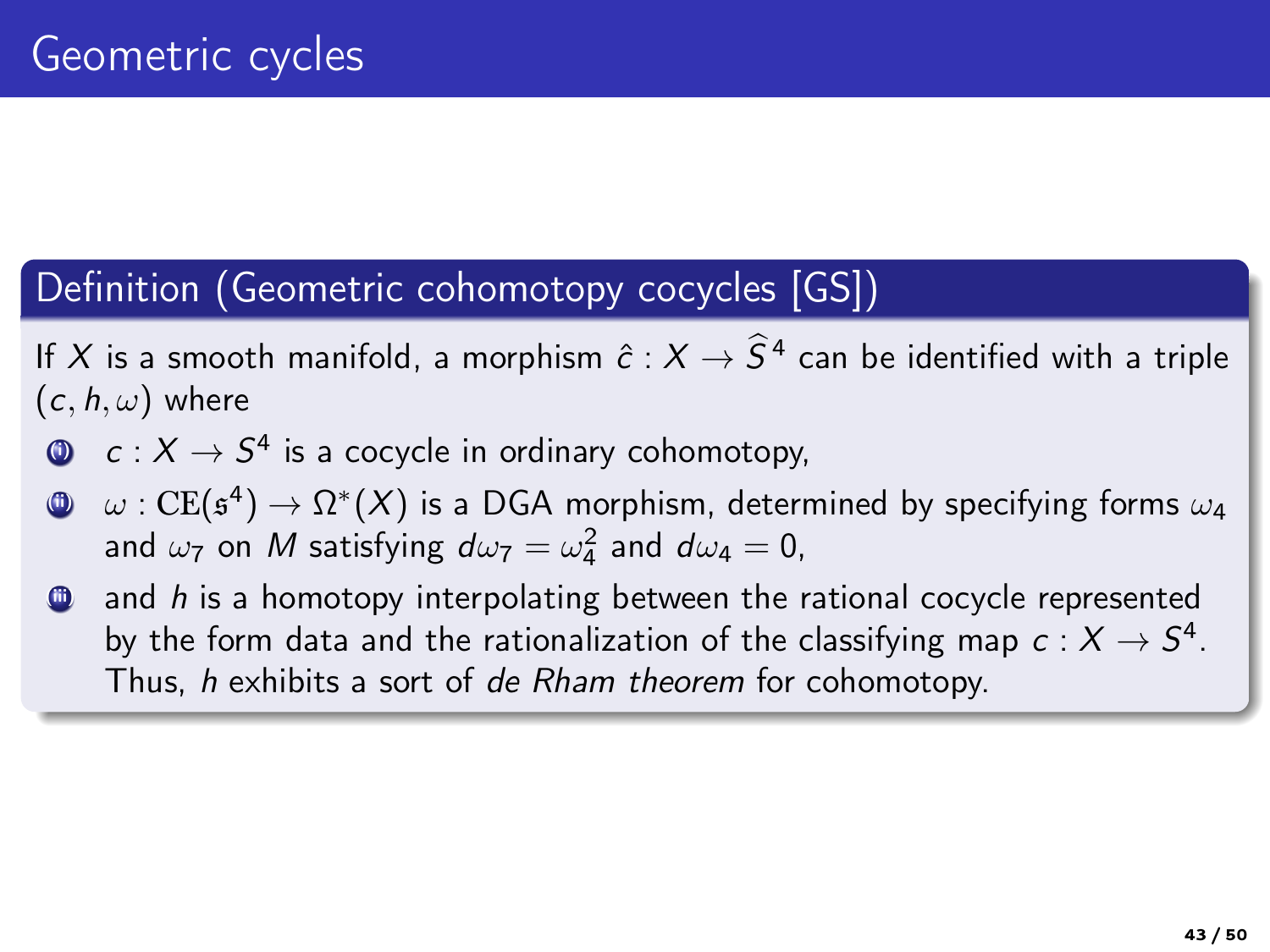# Geometric cycles

**Definition (Geometric cohomotopy cocycles [GS])**

If $X$ is a smooth manifold, a morphism $\hat{c} : X \to \widehat{S}^4$ can be identified with a triple $(c, h, \omega)$ where

1. $c : X \to S^4$ is a cocycle in ordinary cohomotopy,
2. $\omega : \mathrm{CE}(\mathfrak{s}^4) \to \Omega^*(X)$ is a DGA morphism, determined by specifying forms $\omega_4$ and $\omega_7$ on $M$ satisfying $d\omega_7 = \omega_4^2$ and $d\omega_4 = 0$,
3. and $h$ is a homotopy interpolating between the rational cocycle represented by the form data and the rationalization of the classifying map $c : X \to S^4$. Thus, $h$ exhibits a sort of *de Rham theorem* for cohomotopy.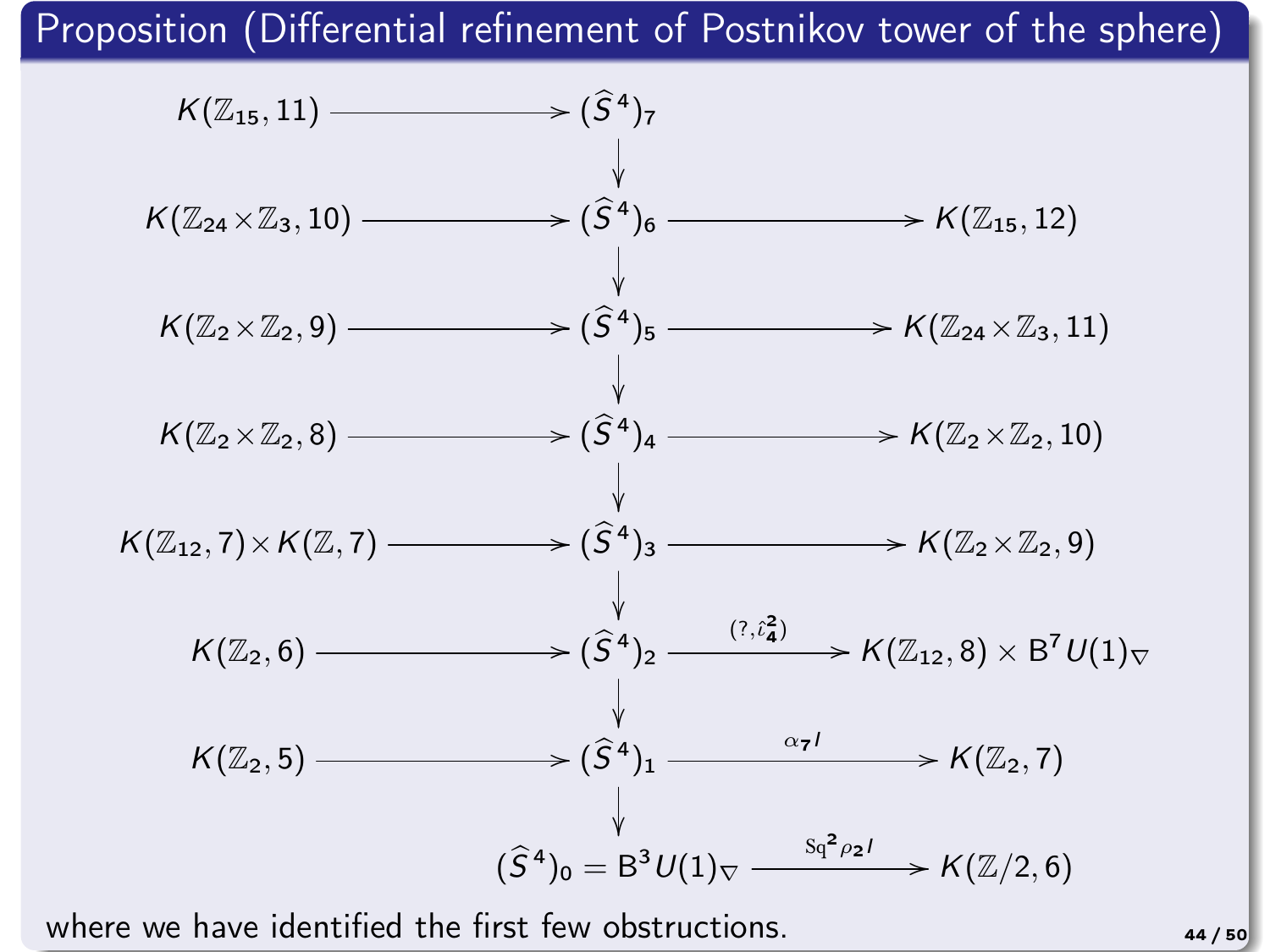# Proposition (Differential refinement of Postnikov tower of the sphere)

$$
\begin{array}{ccccc}
K(\mathbb{Z}_{15}, 11) & \longrightarrow & (\widehat{S}^4)_7 & & \\
& & \downarrow & & \\
K(\mathbb{Z}_{24} \times \mathbb{Z}_3, 10) & \longrightarrow & (\widehat{S}^4)_6 & \longrightarrow & K(\mathbb{Z}_{15}, 12) \\
& & \downarrow & & \\
K(\mathbb{Z}_2 \times \mathbb{Z}_2, 9) & \longrightarrow & (\widehat{S}^4)_5 & \longrightarrow & K(\mathbb{Z}_{24} \times \mathbb{Z}_3, 11) \\
& & \downarrow & & \\
K(\mathbb{Z}_2 \times \mathbb{Z}_2, 8) & \longrightarrow & (\widehat{S}^4)_4 & \longrightarrow & K(\mathbb{Z}_2 \times \mathbb{Z}_2, 10) \\
& & \downarrow & & \\
K(\mathbb{Z}_{12}, 7) \times K(\mathbb{Z}, 7) & \longrightarrow & (\widehat{S}^4)_3 & \longrightarrow & K(\mathbb{Z}_2 \times \mathbb{Z}_2, 9) \\
& & \downarrow & & \\
K(\mathbb{Z}_2, 6) & \longrightarrow & (\widehat{S}^4)_2 & \xrightarrow{(?, \hat{\iota}_4^2)} & K(\mathbb{Z}_{12}, 8) \times \mathrm{B}^7 U(1)_\nabla \\
& & \downarrow & & \\
K(\mathbb{Z}_2, 5) & \longrightarrow & (\widehat{S}^4)_1 & \xrightarrow{\alpha_7 I} & K(\mathbb{Z}_2, 7) \\
& & \downarrow & & \\
& & (\widehat{S}^4)_0 = \mathrm{B}^3 U(1)_\nabla & \xrightarrow{\mathrm{Sq}^2 \rho_2 I} & K(\mathbb{Z}/2, 6)
\end{array}
$$

where we have identified the first few obstructions.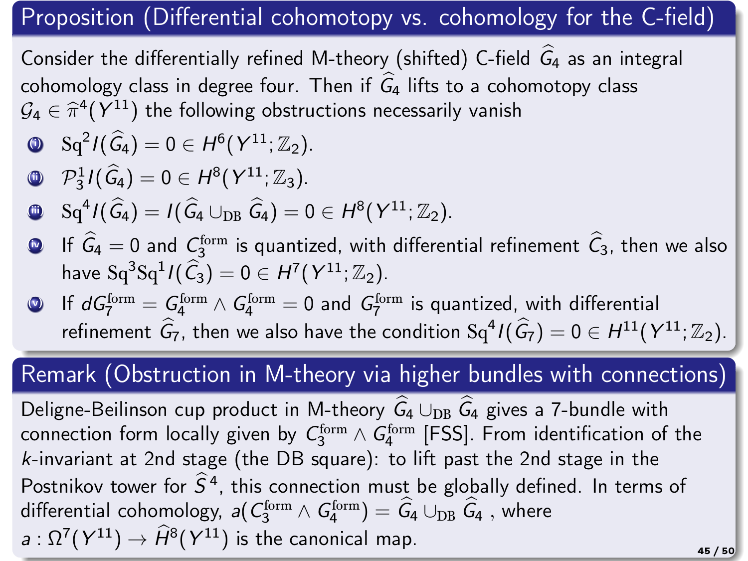## Proposition (Differential cohomotopy vs. cohomology for the C-field)

Consider the differentially refined M-theory (shifted) C-field $\widehat{G}_4$ as an integral cohomology class in degree four. Then if $\widehat{G}_4$ lifts to a cohomotopy class $\mathcal{G}_4 \in \widehat{\pi}^4(Y^{11})$ the following obstructions necessarily vanish

1. $\mathrm{Sq}^2 I(\widehat{G}_4) = 0 \in H^6(Y^{11}; \mathbb{Z}_2)$.
2. $\mathcal{P}^1_3 I(\widehat{G}_4) = 0 \in H^8(Y^{11}; \mathbb{Z}_3)$.
3. $\mathrm{Sq}^4 I(\widehat{G}_4) = I(\widehat{G}_4 \cup_{\mathrm{DB}} \widehat{G}_4) = 0 \in H^8(Y^{11}; \mathbb{Z}_2)$.
4. If $\widehat{G}_4 = 0$ and $C_3^{\mathrm{form}}$ is quantized, with differential refinement $\widehat{C}_3$, then we also have $\mathrm{Sq}^3\mathrm{Sq}^1 I(\widehat{C}_3) = 0 \in H^7(Y^{11}; \mathbb{Z}_2)$.
5. If $dG_7^{\mathrm{form}} = G_4^{\mathrm{form}} \wedge G_4^{\mathrm{form}} = 0$ and $G_7^{\mathrm{form}}$ is quantized, with differential refinement $\widehat{G}_7$, then we also have the condition $\mathrm{Sq}^4 I(\widehat{G}_7) = 0 \in H^{11}(Y^{11}; \mathbb{Z}_2)$.

## Remark (Obstruction in M-theory via higher bundles with connections)

Deligne-Beilinson cup product in M-theory $\widehat{G}_4 \cup_{\mathrm{DB}} \widehat{G}_4$ gives a 7-bundle with connection form locally given by $C_3^{\mathrm{form}} \wedge G_4^{\mathrm{form}}$ [FSS]. From identification of the $k$-invariant at 2nd stage (the DB square): to lift past the 2nd stage in the Postnikov tower for $\widehat{S}^4$, this connection must be globally defined. In terms of differential cohomology, $a(C_3^{\mathrm{form}} \wedge G_4^{\mathrm{form}}) = \widehat{G}_4 \cup_{\mathrm{DB}} \widehat{G}_4$ , where $a : \Omega^7(Y^{11}) \to \widehat{H}^8(Y^{11})$ is the canonical map.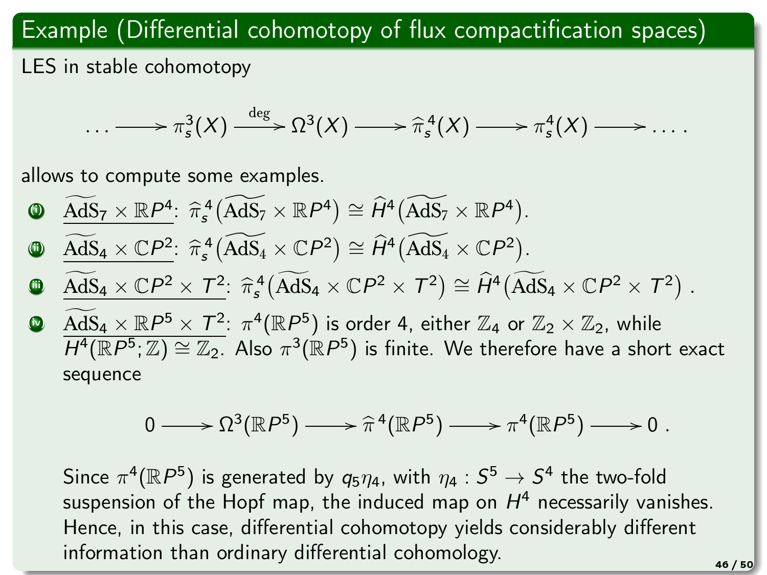## Example (Differential cohomotopy of flux compactification spaces)

LES in stable cohomotopy

$$\ldots \longrightarrow \pi_s^3(X) \xrightarrow{\deg} \Omega^3(X) \longrightarrow \widehat{\pi}_s^4(X) \longrightarrow \pi_s^4(X) \longrightarrow \ldots .$$

allows to compute some examples.

1. $\underline{\widetilde{\mathrm{AdS}_7} \times \mathbb{R}P^4}$: $\widehat{\pi}_s^4\big(\widetilde{\mathrm{AdS}_7} \times \mathbb{R}P^4\big) \cong \widehat{H}^4\big(\widetilde{\mathrm{AdS}_7} \times \mathbb{R}P^4\big)$.
2. $\underline{\widetilde{\mathrm{AdS}_4} \times \mathbb{C}P^2}$: $\widehat{\pi}_s^4\big(\widetilde{\mathrm{AdS}_4} \times \mathbb{C}P^2\big) \cong \widehat{H}^4\big(\widetilde{\mathrm{AdS}_4} \times \mathbb{C}P^2\big)$.
3. $\underline{\widetilde{\mathrm{AdS}_4} \times \mathbb{C}P^2 \times T^2}$: $\widehat{\pi}_s^4\big(\widetilde{\mathrm{AdS}_4} \times \mathbb{C}P^2 \times T^2\big) \cong \widehat{H}^4\big(\widetilde{\mathrm{AdS}_4} \times \mathbb{C}P^2 \times T^2\big)$ .
4. $\underline{\widetilde{\mathrm{AdS}_4} \times \mathbb{R}P^5 \times T^2}$: $\pi^4(\mathbb{R}P^5)$ is order 4, either $\mathbb{Z}_4$ or $\mathbb{Z}_2 \times \mathbb{Z}_2$, while $H^4(\mathbb{R}P^5; \mathbb{Z}) \cong \mathbb{Z}_2$. Also $\pi^3(\mathbb{R}P^5)$ is finite. We therefore have a short exact sequence

$$0 \longrightarrow \Omega^3(\mathbb{R}P^5) \longrightarrow \widehat{\pi}^4(\mathbb{R}P^5) \longrightarrow \pi^4(\mathbb{R}P^5) \longrightarrow 0 .$$

Since $\pi^4(\mathbb{R}P^5)$ is generated by $q_5\eta_4$, with $\eta_4 : S^5 \to S^4$ the two-fold suspension of the Hopf map, the induced map on $H^4$ necessarily vanishes. Hence, in this case, differential cohomotopy yields considerably different information than ordinary differential cohomology.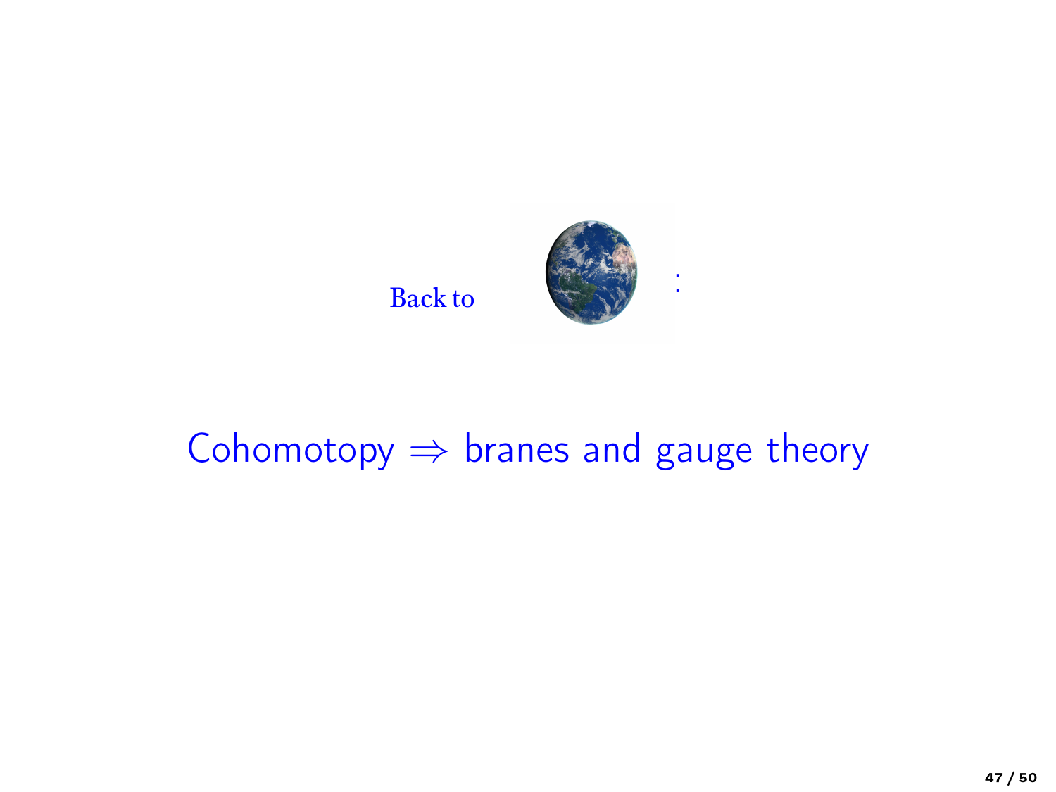Back to :

# Cohomotopy $\Rightarrow$ branes and gauge theory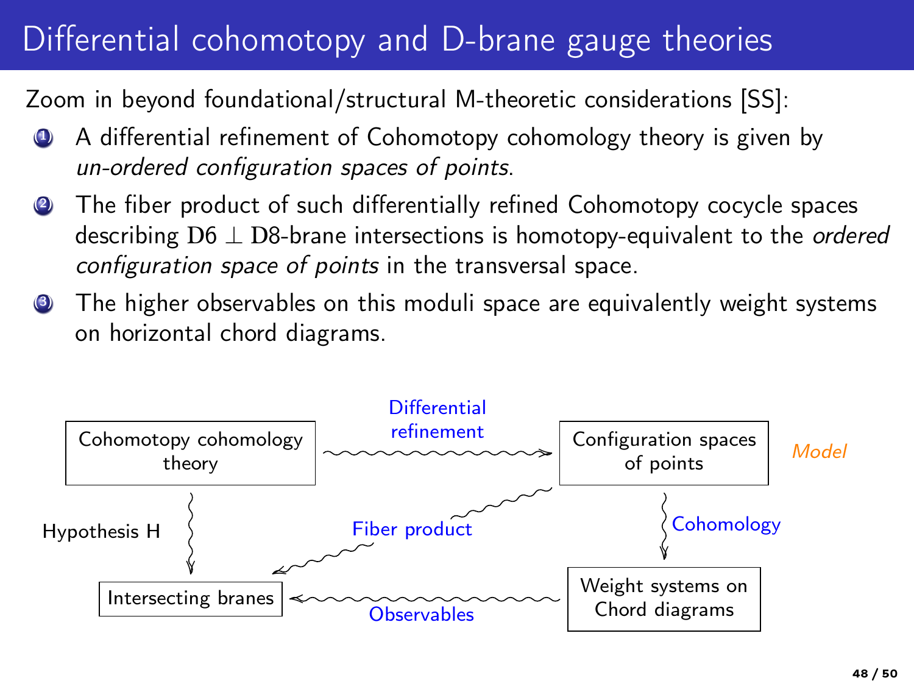# Differential cohomotopy and D-brane gauge theories

Zoom in beyond foundational/structural M-theoretic considerations [SS]:

1. A differential refinement of Cohomotopy cohomology theory is given by *un-ordered configuration spaces of points*.
2. The fiber product of such differentially refined Cohomotopy cocycle spaces describing $\mathrm{D6} \perp \mathrm{D8}$-brane intersections is homotopy-equivalent to the *ordered configuration space of points* in the transversal space.
3. The higher observables on this moduli space are equivalently weight systems on horizontal chord diagrams.

Cohomotopy cohomology theory —(Differential refinement)→ Configuration spaces of points (*Model*)

Cohomotopy cohomology theory —(Hypothesis H)→ Intersecting branes

Configuration spaces of points —(Fiber product)→ Intersecting branes

Configuration spaces of points —(Cohomology)→ Weight systems on Chord diagrams

Weight systems on Chord diagrams —(Observables)→ Intersecting branes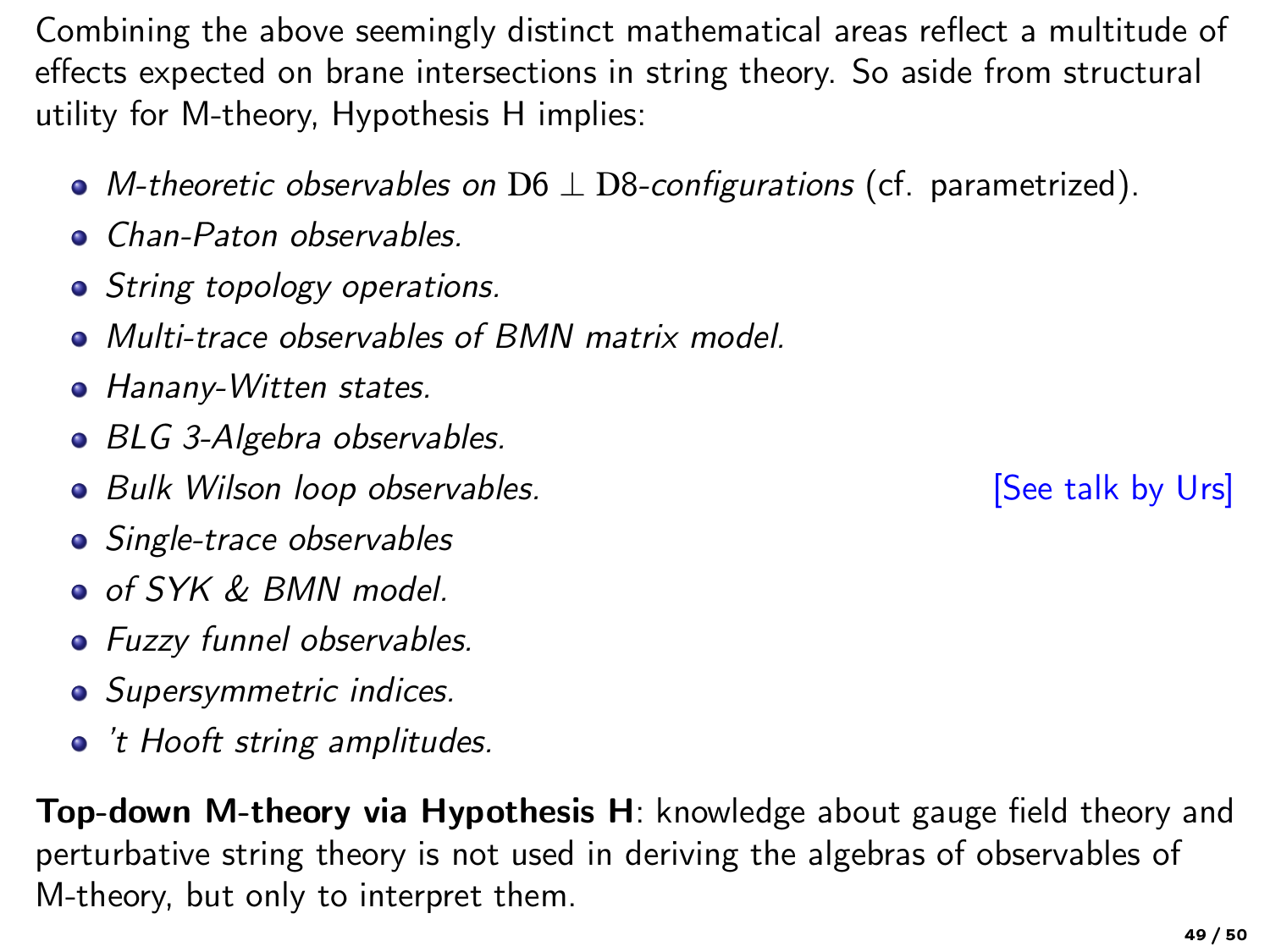Combining the above seemingly distinct mathematical areas reflect a multitude of effects expected on brane intersections in string theory. So aside from structural utility for M-theory, Hypothesis H implies:

- *M-theoretic observables on* $\mathrm{D6} \perp \mathrm{D8}$*-configurations* (cf. parametrized).
- *Chan-Paton observables.*
- *String topology operations.*
- *Multi-trace observables of BMN matrix model.*
- *Hanany-Witten states.*
- *BLG 3-Algebra observables.*
- *Bulk Wilson loop observables.* [See talk by Urs]
- *Single-trace observables*
- *of SYK & BMN model.*
- *Fuzzy funnel observables.*
- *Supersymmetric indices.*
- *'t Hooft string amplitudes.*

**Top-down M-theory via Hypothesis H**: knowledge about gauge field theory and perturbative string theory is not used in deriving the algebras of observables of M-theory, but only to interpret them.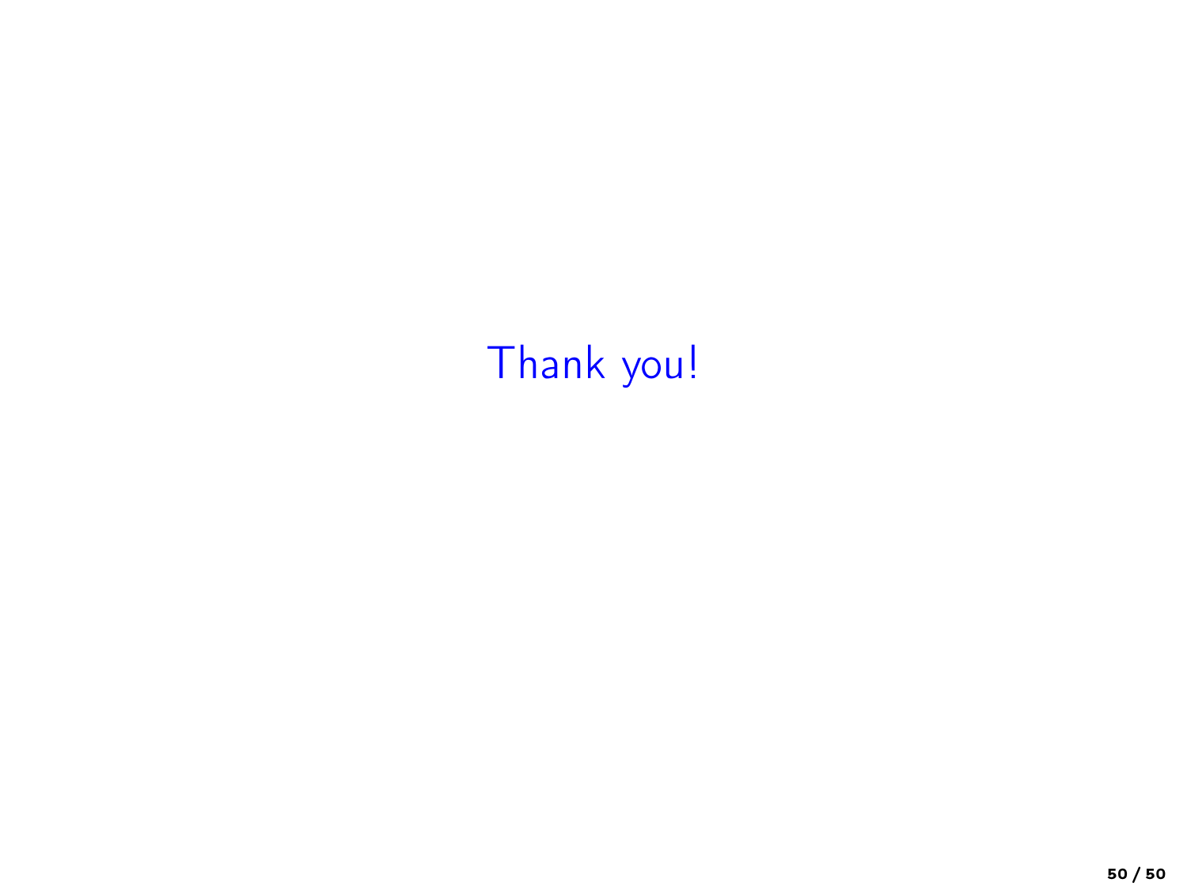Thank you!